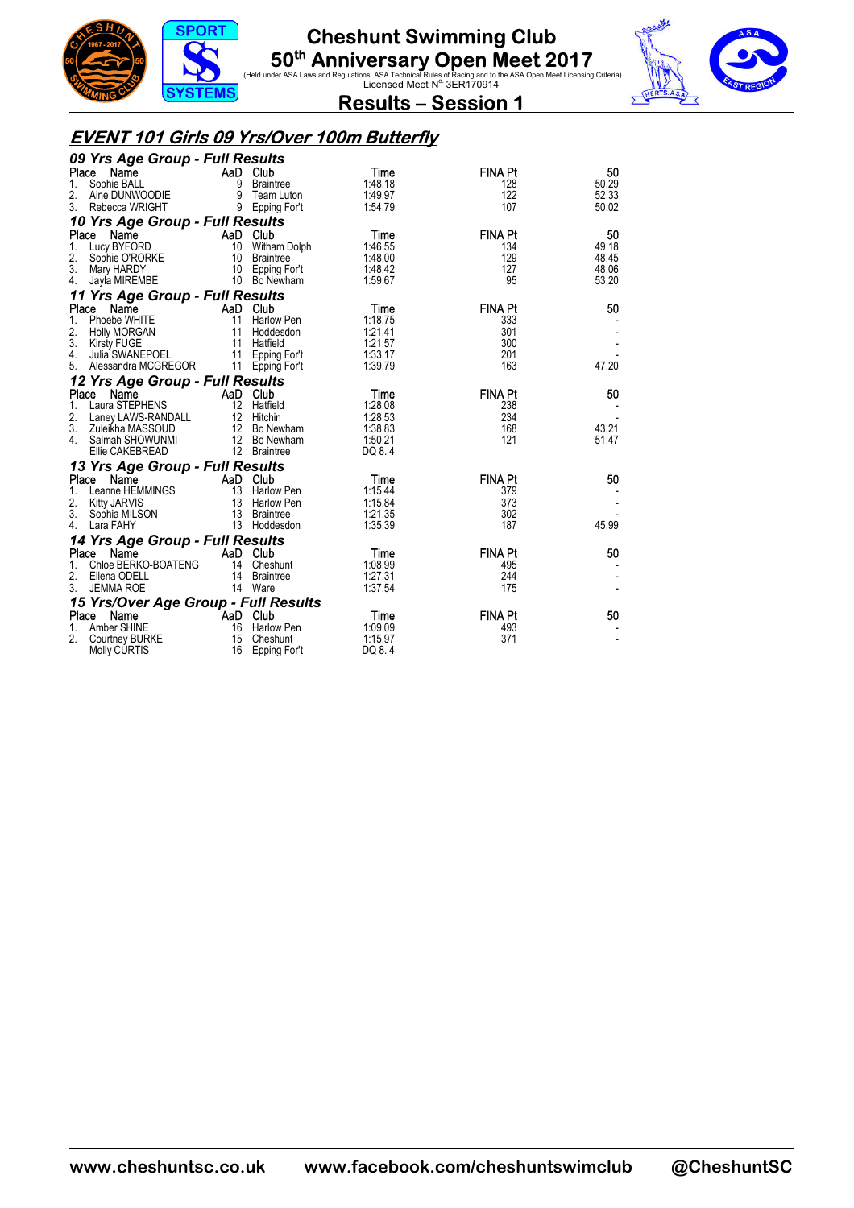# Cheshunt Swimming Club

## 50th Anniversary Open Meet 2017

(Held under ASA Laws and Regulations, ASA Technical Rules of Racing and to the ASA Open Meet Licensing Criteria)
Licensed Meet N° 3ER170914

## Results – Session 1

### EVENT 101 Girls 09 Yrs/Over 100m Butterfly

#### 09 Yrs Age Group - Full Results

| Place | Name | AaD | Club | Time | FINA Pt | 50 |
|---|---|---|---|---|---|---|
| 1. | Sophie BALL | 9 | Braintree | 1:48.18 | 128 | 50.29 |
| 2. | Aine DUNWOODIE | 9 | Team Luton | 1:49.97 | 122 | 52.33 |
| 3. | Rebecca WRIGHT | 9 | Epping For't | 1:54.79 | 107 | 50.02 |

#### 10 Yrs Age Group - Full Results

| Place | Name | AaD | Club | Time | FINA Pt | 50 |
|---|---|---|---|---|---|---|
| 1. | Lucy BYFORD | 10 | Witham Dolph | 1:46.55 | 134 | 49.18 |
| 2. | Sophie O'RORKE | 10 | Braintree | 1:48.00 | 129 | 48.45 |
| 3. | Mary HARDY | 10 | Epping For't | 1:48.42 | 127 | 48.06 |
| 4. | Jayla MIREMBE | 10 | Bo Newham | 1:59.67 | 95 | 53.20 |

#### 11 Yrs Age Group - Full Results

| Place | Name | AaD | Club | Time | FINA Pt | 50 |
|---|---|---|---|---|---|---|
| 1. | Phoebe WHITE | 11 | Harlow Pen | 1:18.75 | 333 | - |
| 2. | Holly MORGAN | 11 | Hoddesdon | 1:21.41 | 301 | - |
| 3. | Kirsty FUGE | 11 | Hatfield | 1:21.57 | 300 | - |
| 4. | Julia SWANEPOEL | 11 | Epping For't | 1:33.17 | 201 | - |
| 5. | Alessandra MCGREGOR | 11 | Epping For't | 1:39.79 | 163 | 47.20 |

#### 12 Yrs Age Group - Full Results

| Place | Name | AaD | Club | Time | FINA Pt | 50 |
|---|---|---|---|---|---|---|
| 1. | Laura STEPHENS | 12 | Hatfield | 1:28.08 | 238 | - |
| 2. | Laney LAWS-RANDALL | 12 | Hitchin | 1:28.53 | 234 | - |
| 3. | Zuleikha MASSOUD | 12 | Bo Newham | 1:38.83 | 168 | 43.21 |
| 4. | Salmah SHOWUNMI | 12 | Bo Newham | 1:50.21 | 121 | 51.47 |
| | Ellie CAKEBREAD | 12 | Braintree | DQ 8. 4 | | |

#### 13 Yrs Age Group - Full Results

| Place | Name | AaD | Club | Time | FINA Pt | 50 |
|---|---|---|---|---|---|---|
| 1. | Leanne HEMMINGS | 13 | Harlow Pen | 1:15.44 | 379 | - |
| 2. | Kitty JARVIS | 13 | Harlow Pen | 1:15.84 | 373 | - |
| 3. | Sophia MILSON | 13 | Braintree | 1:21.35 | 302 | - |
| 4. | Lara FAHY | 13 | Hoddesdon | 1:35.39 | 187 | 45.99 |

#### 14 Yrs Age Group - Full Results

| Place | Name | AaD | Club | Time | FINA Pt | 50 |
|---|---|---|---|---|---|---|
| 1. | Chloe BERKO-BOATENG | 14 | Cheshunt | 1:08.99 | 495 | - |
| 2. | Ellena ODELL | 14 | Braintree | 1:27.31 | 244 | - |
| 3. | JEMMA ROE | 14 | Ware | 1:37.54 | 175 | - |

#### 15 Yrs/Over Age Group - Full Results

| Place | Name | AaD | Club | Time | FINA Pt | 50 |
|---|---|---|---|---|---|---|
| 1. | Amber SHINE | 16 | Harlow Pen | 1:09.09 | 493 | - |
| 2. | Courtney BURKE | 15 | Cheshunt | 1:15.97 | 371 | - |
| | Molly CURTIS | 16 | Epping For't | DQ 8. 4 | | |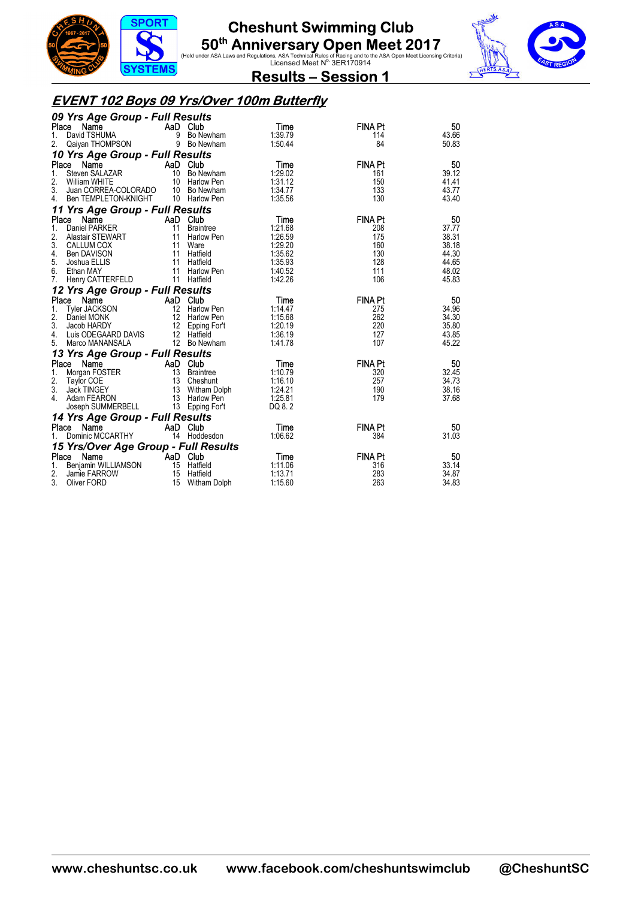# Cheshunt Swimming Club

## 50th Anniversary Open Meet 2017

(Held under ASA Laws and Regulations, ASA Technical Rules of Racing and to the ASA Open Meet Licensing Criteria)
Licensed Meet N° 3ER170914

## Results – Session 1

### *EVENT 102 Boys 09 Yrs/Over 100m Butterfly*

#### *09 Yrs Age Group - Full Results*

| Place | Name | AaD | Club | Time | FINA Pt | 50 |
|---|---|---|---|---|---|---|
| 1. | David TSHUMA | 9 | Bo Newham | 1:39.79 | 114 | 43.66 |
| 2. | Qaiyan THOMPSON | 9 | Bo Newham | 1:50.44 | 84 | 50.83 |

#### *10 Yrs Age Group - Full Results*

| Place | Name | AaD | Club | Time | FINA Pt | 50 |
|---|---|---|---|---|---|---|
| 1. | Steven SALAZAR | 10 | Bo Newham | 1:29.02 | 161 | 39.12 |
| 2. | William WHITE | 10 | Harlow Pen | 1:31.12 | 150 | 41.41 |
| 3. | Juan CORREA-COLORADO | 10 | Bo Newham | 1:34.77 | 133 | 43.77 |
| 4. | Ben TEMPLETON-KNIGHT | 10 | Harlow Pen | 1:35.56 | 130 | 43.40 |

#### *11 Yrs Age Group - Full Results*

| Place | Name | AaD | Club | Time | FINA Pt | 50 |
|---|---|---|---|---|---|---|
| 1. | Daniel PARKER | 11 | Braintree | 1:21.68 | 208 | 37.77 |
| 2. | Alastair STEWART | 11 | Harlow Pen | 1:26.59 | 175 | 38.31 |
| 3. | CALLUM COX | 11 | Ware | 1:29.20 | 160 | 38.18 |
| 4. | Ben DAVISON | 11 | Hatfield | 1:35.62 | 130 | 44.30 |
| 5. | Joshua ELLIS | 11 | Hatfield | 1:35.93 | 128 | 44.65 |
| 6. | Ethan MAY | 11 | Harlow Pen | 1:40.52 | 111 | 48.02 |
| 7. | Henry CATTERFELD | 11 | Hatfield | 1:42.26 | 106 | 45.83 |

#### *12 Yrs Age Group - Full Results*

| Place | Name | AaD | Club | Time | FINA Pt | 50 |
|---|---|---|---|---|---|---|
| 1. | Tyler JACKSON | 12 | Harlow Pen | 1:14.47 | 275 | 34.96 |
| 2. | Daniel MONK | 12 | Harlow Pen | 1:15.68 | 262 | 34.30 |
| 3. | Jacob HARDY | 12 | Epping For't | 1:20.19 | 220 | 35.80 |
| 4. | Luis ODEGAARD DAVIS | 12 | Hatfield | 1:36.19 | 127 | 43.85 |
| 5. | Marco MANANSALA | 12 | Bo Newham | 1:41.78 | 107 | 45.22 |

#### *13 Yrs Age Group - Full Results*

| Place | Name | AaD | Club | Time | FINA Pt | 50 |
|---|---|---|---|---|---|---|
| 1. | Morgan FOSTER | 13 | Braintree | 1:10.79 | 320 | 32.45 |
| 2. | Taylor COE | 13 | Cheshunt | 1:16.10 | 257 | 34.73 |
| 3. | Jack TINGEY | 13 | Witham Dolph | 1:24.21 | 190 | 38.16 |
| 4. | Adam FEARON | 13 | Harlow Pen | 1:25.81 | 179 | 37.68 |
| | Joseph SUMMERBELL | 13 | Epping For't | DQ 8. 2 | | |

#### *14 Yrs Age Group - Full Results*

| Place | Name | AaD | Club | Time | FINA Pt | 50 |
|---|---|---|---|---|---|---|
| 1. | Dominic MCCARTHY | 14 | Hoddesdon | 1:06.62 | 384 | 31.03 |

#### *15 Yrs/Over Age Group - Full Results*

| Place | Name | AaD | Club | Time | FINA Pt | 50 |
|---|---|---|---|---|---|---|
| 1. | Benjamin WILLIAMSON | 15 | Hatfield | 1:11.06 | 316 | 33.14 |
| 2. | Jamie FARROW | 15 | Hatfield | 1:13.71 | 283 | 34.87 |
| 3. | Oliver FORD | 15 | Witham Dolph | 1:15.60 | 263 | 34.83 |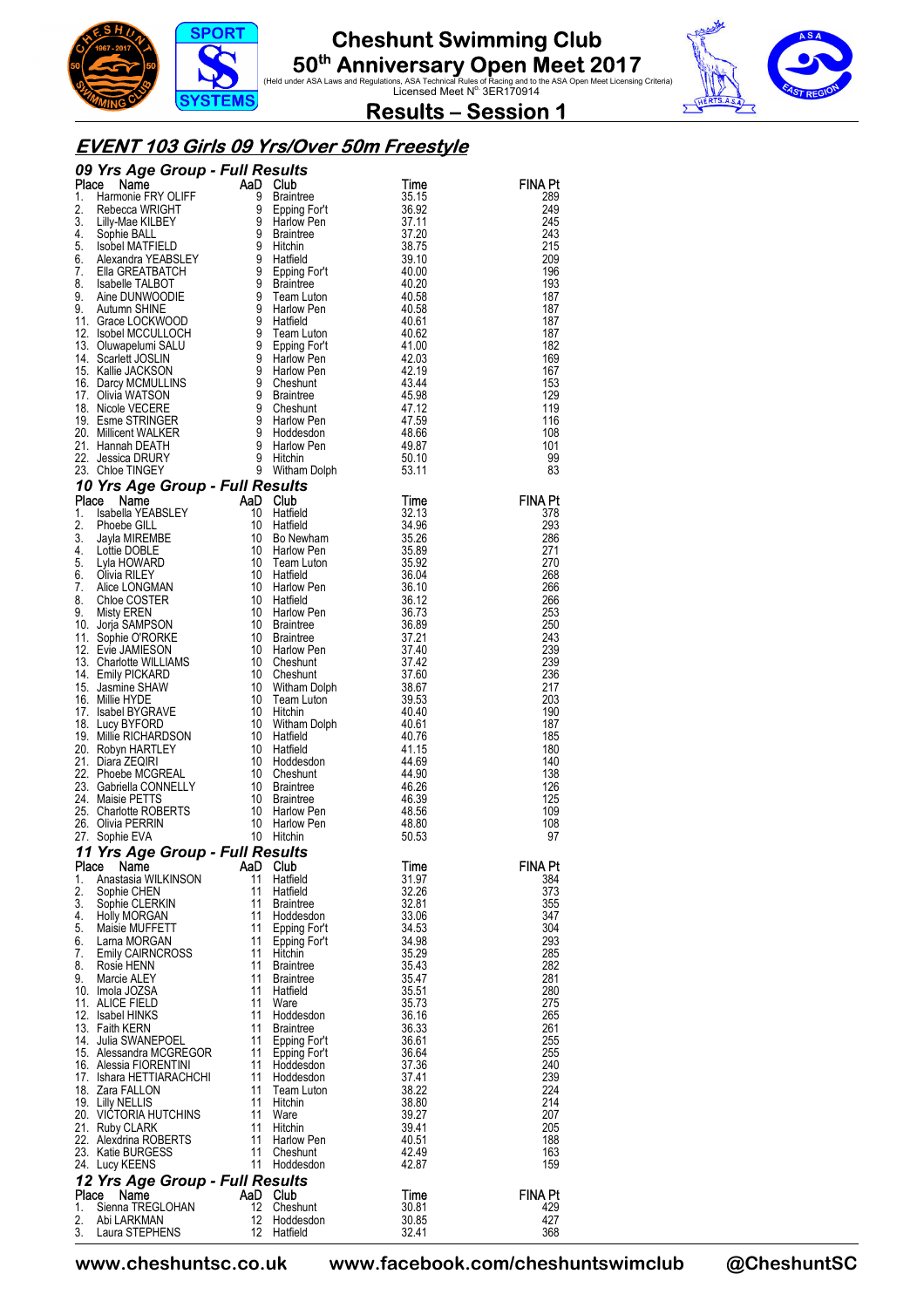# Cheshunt Swimming Club

## 50th Anniversary Open Meet 2017

(Held under ASA Laws and Regulations, ASA Technical Rules of Racing and to the ASA Open Meet Licensing Criteria)
Licensed Meet N° 3ER170914

## Results – Session 1

## *EVENT 103 Girls 09 Yrs/Over 50m Freestyle*

### *09 Yrs Age Group - Full Results*

| Place | Name | AaD | Club | Time | FINA Pt |
|---|---|---|---|---|---|
| 1. | Harmonie FRY OLIFF | 9 | Braintree | 35.15 | 289 |
| 2. | Rebecca WRIGHT | 9 | Epping For't | 36.92 | 249 |
| 3. | Lilly-Mae KILBEY | 9 | Harlow Pen | 37.11 | 245 |
| 4. | Sophie BALL | 9 | Braintree | 37.20 | 243 |
| 5. | Isobel MATFIELD | 9 | Hitchin | 38.75 | 215 |
| 6. | Alexandra YEABSLEY | 9 | Hatfield | 39.10 | 209 |
| 7. | Ella GREATBATCH | 9 | Epping For't | 40.00 | 196 |
| 8. | Isabelle TALBOT | 9 | Braintree | 40.20 | 193 |
| 9. | Aine DUNWOODIE | 9 | Team Luton | 40.58 | 187 |
| 9. | Autumn SHINE | 9 | Harlow Pen | 40.58 | 187 |
| 11. | Grace LOCKWOOD | 9 | Hatfield | 40.61 | 187 |
| 12. | Isobel MCCULLOCH | 9 | Team Luton | 40.62 | 187 |
| 13. | Oluwapelumi SALU | 9 | Epping For't | 41.00 | 182 |
| 14. | Scarlett JOSLIN | 9 | Harlow Pen | 42.03 | 169 |
| 15. | Kallie JACKSON | 9 | Harlow Pen | 42.19 | 167 |
| 16. | Darcy MCMULLINS | 9 | Cheshunt | 43.44 | 153 |
| 17. | Olivia WATSON | 9 | Braintree | 45.98 | 129 |
| 18. | Nicole VECERE | 9 | Cheshunt | 47.12 | 119 |
| 19. | Esme STRINGER | 9 | Harlow Pen | 47.59 | 116 |
| 20. | Millicent WALKER | 9 | Hoddesdon | 48.66 | 108 |
| 21. | Hannah DEATH | 9 | Harlow Pen | 49.87 | 101 |
| 22. | Jessica DRURY | 9 | Hitchin | 50.10 | 99 |
| 23. | Chloe TINGEY | 9 | Witham Dolph | 53.11 | 83 |

### *10 Yrs Age Group - Full Results*

| Place | Name | AaD | Club | Time | FINA Pt |
|---|---|---|---|---|---|
| 1. | Isabella YEABSLEY | 10 | Hatfield | 32.13 | 378 |
| 2. | Phoebe GILL | 10 | Hatfield | 34.96 | 293 |
| 3. | Jayla MIREMBE | 10 | Bo Newham | 35.26 | 286 |
| 4. | Lottie DOBLE | 10 | Harlow Pen | 35.89 | 271 |
| 5. | Lyla HOWARD | 10 | Team Luton | 35.92 | 270 |
| 6. | Olivia RILEY | 10 | Hatfield | 36.04 | 268 |
| 7. | Alice LONGMAN | 10 | Harlow Pen | 36.10 | 266 |
| 8. | Chloe COSTER | 10 | Hatfield | 36.12 | 266 |
| 9. | Misty EREN | 10 | Harlow Pen | 36.73 | 253 |
| 10. | Jorja SAMPSON | 10 | Braintree | 36.89 | 250 |
| 11. | Sophie O'RORKE | 10 | Braintree | 37.21 | 243 |
| 12. | Evie JAMIESON | 10 | Harlow Pen | 37.40 | 239 |
| 13. | Charlotte WILLIAMS | 10 | Cheshunt | 37.42 | 239 |
| 14. | Emily PICKARD | 10 | Cheshunt | 37.60 | 236 |
| 15. | Jasmine SHAW | 10 | Witham Dolph | 38.67 | 217 |
| 16. | Millie HYDE | 10 | Team Luton | 39.53 | 203 |
| 17. | Isabel BYGRAVE | 10 | Hitchin | 40.40 | 190 |
| 18. | Lucy BYFORD | 10 | Witham Dolph | 40.61 | 187 |
| 19. | Millie RICHARDSON | 10 | Hatfield | 40.76 | 185 |
| 20. | Robyn HARTLEY | 10 | Hatfield | 41.15 | 180 |
| 21. | Diara ZEQIRI | 10 | Hoddesdon | 44.69 | 140 |
| 22. | Phoebe MCGREAL | 10 | Cheshunt | 44.90 | 138 |
| 23. | Gabriella CONNELLY | 10 | Braintree | 46.26 | 126 |
| 24. | Maisie PETTS | 10 | Braintree | 46.39 | 125 |
| 25. | Charlotte ROBERTS | 10 | Harlow Pen | 48.56 | 109 |
| 26. | Olivia PERRIN | 10 | Harlow Pen | 48.80 | 108 |
| 27. | Sophie EVA | 10 | Hitchin | 50.53 | 97 |

### *11 Yrs Age Group - Full Results*

| Place | Name | AaD | Club | Time | FINA Pt |
|---|---|---|---|---|---|
| 1. | Anastasia WILKINSON | 11 | Hatfield | 31.97 | 384 |
| 2. | Sophie CHEN | 11 | Hatfield | 32.26 | 373 |
| 3. | Sophie CLERKIN | 11 | Braintree | 32.81 | 355 |
| 4. | Holly MORGAN | 11 | Hoddesdon | 33.06 | 347 |
| 5. | Maisie MUFFETT | 11 | Epping For't | 34.53 | 304 |
| 6. | Larna MORGAN | 11 | Epping For't | 34.98 | 293 |
| 7. | Emily CAIRNCROSS | 11 | Hitchin | 35.29 | 285 |
| 8. | Rosie HENN | 11 | Braintree | 35.43 | 282 |
| 9. | Marcie ALEY | 11 | Braintree | 35.47 | 281 |
| 10. | Imola JOZSA | 11 | Hatfield | 35.51 | 280 |
| 11. | ALICE FIELD | 11 | Ware | 35.73 | 275 |
| 12. | Isabel HINKS | 11 | Hoddesdon | 36.16 | 265 |
| 13. | Faith KERN | 11 | Braintree | 36.33 | 261 |
| 14. | Julia SWANEPOEL | 11 | Epping For't | 36.61 | 255 |
| 15. | Alessandra MCGREGOR | 11 | Epping For't | 36.64 | 255 |
| 16. | Alessia FIORENTINI | 11 | Hoddesdon | 37.36 | 240 |
| 17. | Ishara HETTIARACHCHI | 11 | Hoddesdon | 37.41 | 239 |
| 18. | Zara FALLON | 11 | Team Luton | 38.22 | 224 |
| 19. | Lilly NELLIS | 11 | Hitchin | 38.80 | 214 |
| 20. | VICTORIA HUTCHINS | 11 | Ware | 39.27 | 207 |
| 21. | Ruby CLARK | 11 | Hitchin | 39.41 | 205 |
| 22. | Alexdrina ROBERTS | 11 | Harlow Pen | 40.51 | 188 |
| 23. | Katie BURGESS | 11 | Cheshunt | 42.49 | 163 |
| 24. | Lucy KEENS | 11 | Hoddesdon | 42.87 | 159 |

### *12 Yrs Age Group - Full Results*

| Place | Name | AaD | Club | Time | FINA Pt |
|---|---|---|---|---|---|
| 1. | Sienna TREGLOHAN | 12 | Cheshunt | 30.81 | 429 |
| 2. | Abi LARKMAN | 12 | Hoddesdon | 30.85 | 427 |
| 3. | Laura STEPHENS | 12 | Hatfield | 32.41 | 368 |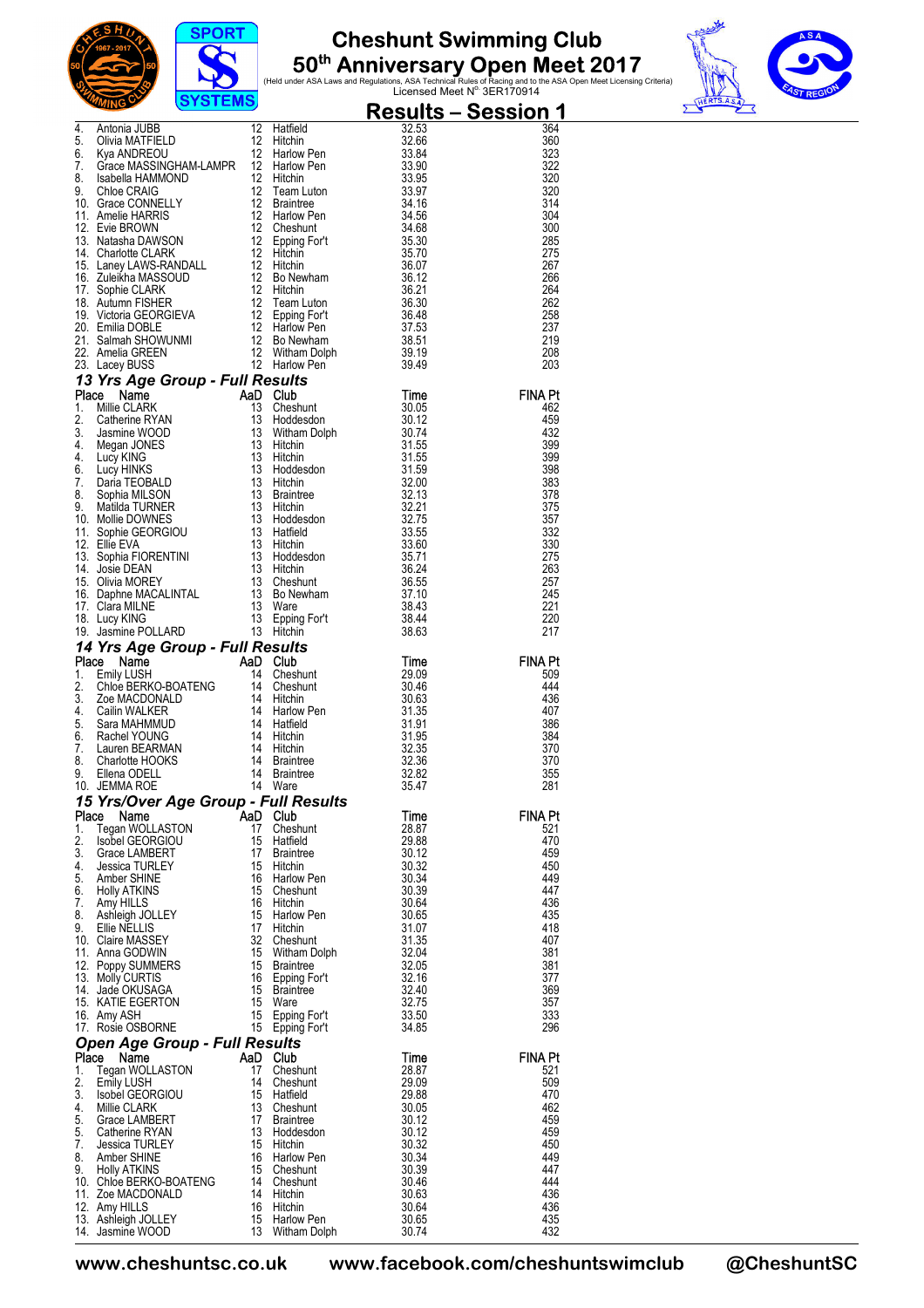# Cheshunt Swimming Club

## 50th Anniversary Open Meet 2017

(Held under ASA Laws and Regulations, ASA Technical Rules of Racing and to the ASA Open Meet Licensing Criteria)
Licensed Meet N° 3ER170914

## Results – Session 1

| Place | Name | AaD | Club | Time | FINA Pt |
|---|---|---|---|---|---|
| 4. | Antonia JUBB | 12 | Hatfield | 32.53 | 364 |
| 5. | Olivia MATFIELD | 12 | Hitchin | 32.66 | 360 |
| 6. | Kya ANDREOU | 12 | Harlow Pen | 33.84 | 323 |
| 7. | Grace MASSINGHAM-LAMPR | 12 | Harlow Pen | 33.90 | 322 |
| 8. | Isabella HAMMOND | 12 | Hitchin | 33.95 | 320 |
| 9. | Chloe CRAIG | 12 | Team Luton | 33.97 | 320 |
| 10. | Grace CONNELLY | 12 | Braintree | 34.16 | 314 |
| 11. | Amelie HARRIS | 12 | Harlow Pen | 34.56 | 304 |
| 12. | Evie BROWN | 12 | Cheshunt | 34.68 | 300 |
| 13. | Natasha DAWSON | 12 | Epping For't | 35.30 | 285 |
| 14. | Charlotte CLARK | 12 | Hitchin | 35.70 | 275 |
| 15. | Laney LAWS-RANDALL | 12 | Hitchin | 36.07 | 267 |
| 16. | Zuleikha MASSOUD | 12 | Bo Newham | 36.12 | 266 |
| 17. | Sophie CLARK | 12 | Hitchin | 36.21 | 264 |
| 18. | Autumn FISHER | 12 | Team Luton | 36.30 | 262 |
| 19. | Victoria GEORGIEVA | 12 | Epping For't | 36.48 | 258 |
| 20. | Emilia DOBLE | 12 | Harlow Pen | 37.53 | 237 |
| 21. | Salmah SHOWUNMI | 12 | Bo Newham | 38.51 | 219 |
| 22. | Amelia GREEN | 12 | Witham Dolph | 39.19 | 208 |
| 23. | Lacey BUSS | 12 | Harlow Pen | 39.49 | 203 |

### 13 Yrs Age Group - Full Results

| Place | Name | AaD | Club | Time | FINA Pt |
|---|---|---|---|---|---|
| 1. | Millie CLARK | 13 | Cheshunt | 30.05 | 462 |
| 2. | Catherine RYAN | 13 | Hoddesdon | 30.12 | 459 |
| 3. | Jasmine WOOD | 13 | Witham Dolph | 30.74 | 432 |
| 4. | Megan JONES | 13 | Hitchin | 31.55 | 399 |
| 4. | Lucy KING | 13 | Hitchin | 31.55 | 399 |
| 6. | Lucy HINKS | 13 | Hoddesdon | 31.59 | 398 |
| 7. | Daria TEOBALD | 13 | Hitchin | 32.00 | 383 |
| 8. | Sophia MILSON | 13 | Braintree | 32.13 | 378 |
| 9. | Matilda TURNER | 13 | Hitchin | 32.21 | 375 |
| 10. | Mollie DOWNES | 13 | Hoddesdon | 32.75 | 357 |
| 11. | Sophie GEORGIOU | 13 | Hatfield | 33.55 | 332 |
| 12. | Ellie EVA | 13 | Hitchin | 33.60 | 330 |
| 13. | Sophia FIORENTINI | 13 | Hoddesdon | 35.71 | 275 |
| 14. | Josie DEAN | 13 | Hitchin | 36.24 | 263 |
| 15. | Olivia MOREY | 13 | Cheshunt | 36.55 | 257 |
| 16. | Daphne MACALINTAL | 13 | Bo Newham | 37.10 | 245 |
| 17. | Clara MILNE | 13 | Ware | 38.43 | 221 |
| 18. | Lucy KING | 13 | Epping For't | 38.44 | 220 |
| 19. | Jasmine POLLARD | 13 | Hitchin | 38.63 | 217 |

### 14 Yrs Age Group - Full Results

| Place | Name | AaD | Club | Time | FINA Pt |
|---|---|---|---|---|---|
| 1. | Emily LUSH | 14 | Cheshunt | 29.09 | 509 |
| 2. | Chloe BERKO-BOATENG | 14 | Cheshunt | 30.46 | 444 |
| 3. | Zoe MACDONALD | 14 | Hitchin | 30.63 | 436 |
| 4. | Cailin WALKER | 14 | Harlow Pen | 31.35 | 407 |
| 5. | Sara MAHMMUD | 14 | Hatfield | 31.91 | 386 |
| 6. | Rachel YOUNG | 14 | Hitchin | 31.95 | 384 |
| 7. | Lauren BEARMAN | 14 | Hitchin | 32.35 | 370 |
| 8. | Charlotte HOOKS | 14 | Braintree | 32.36 | 370 |
| 9. | Ellena ODELL | 14 | Braintree | 32.82 | 355 |
| 10. | JEMMA ROE | 14 | Ware | 35.47 | 281 |

### 15 Yrs/Over Age Group - Full Results

| Place | Name | AaD | Club | Time | FINA Pt |
|---|---|---|---|---|---|
| 1. | Tegan WOLLASTON | 17 | Cheshunt | 28.87 | 521 |
| 2. | Isobel GEORGIOU | 15 | Hatfield | 29.88 | 470 |
| 3. | Grace LAMBERT | 17 | Braintree | 30.12 | 459 |
| 4. | Jessica TURLEY | 15 | Hitchin | 30.32 | 450 |
| 5. | Amber SHINE | 16 | Harlow Pen | 30.34 | 449 |
| 6. | Holly ATKINS | 15 | Cheshunt | 30.39 | 447 |
| 7. | Amy HILLS | 16 | Hitchin | 30.64 | 436 |
| 8. | Ashleigh JOLLEY | 15 | Harlow Pen | 30.65 | 435 |
| 9. | Ellie NELLIS | 17 | Hitchin | 31.07 | 418 |
| 10. | Claire MASSEY | 32 | Cheshunt | 31.35 | 407 |
| 11. | Anna GODWIN | 15 | Witham Dolph | 32.04 | 381 |
| 12. | Poppy SUMMERS | 15 | Braintree | 32.05 | 381 |
| 13. | Molly CURTIS | 16 | Epping For't | 32.16 | 377 |
| 14. | Jade OKUSAGA | 15 | Braintree | 32.40 | 369 |
| 15. | KATIE EGERTON | 15 | Ware | 32.75 | 357 |
| 16. | Amy ASH | 15 | Epping For't | 33.50 | 333 |
| 17. | Rosie OSBORNE | 15 | Epping For't | 34.85 | 296 |

### Open Age Group - Full Results

| Place | Name | AaD | Club | Time | FINA Pt |
|---|---|---|---|---|---|
| 1. | Tegan WOLLASTON | 17 | Cheshunt | 28.87 | 521 |
| 2. | Emily LUSH | 14 | Cheshunt | 29.09 | 509 |
| 3. | Isobel GEORGIOU | 15 | Hatfield | 29.88 | 470 |
| 4. | Millie CLARK | 13 | Cheshunt | 30.05 | 462 |
| 5. | Grace LAMBERT | 17 | Braintree | 30.12 | 459 |
| 5. | Catherine RYAN | 13 | Hoddesdon | 30.12 | 459 |
| 7. | Jessica TURLEY | 15 | Hitchin | 30.32 | 450 |
| 8. | Amber SHINE | 16 | Harlow Pen | 30.34 | 449 |
| 9. | Holly ATKINS | 15 | Cheshunt | 30.39 | 447 |
| 10. | Chloe BERKO-BOATENG | 14 | Cheshunt | 30.46 | 444 |
| 11. | Zoe MACDONALD | 14 | Hitchin | 30.63 | 436 |
| 12. | Amy HILLS | 16 | Hitchin | 30.64 | 436 |
| 13. | Ashleigh JOLLEY | 15 | Harlow Pen | 30.65 | 435 |
| 14. | Jasmine WOOD | 13 | Witham Dolph | 30.74 | 432 |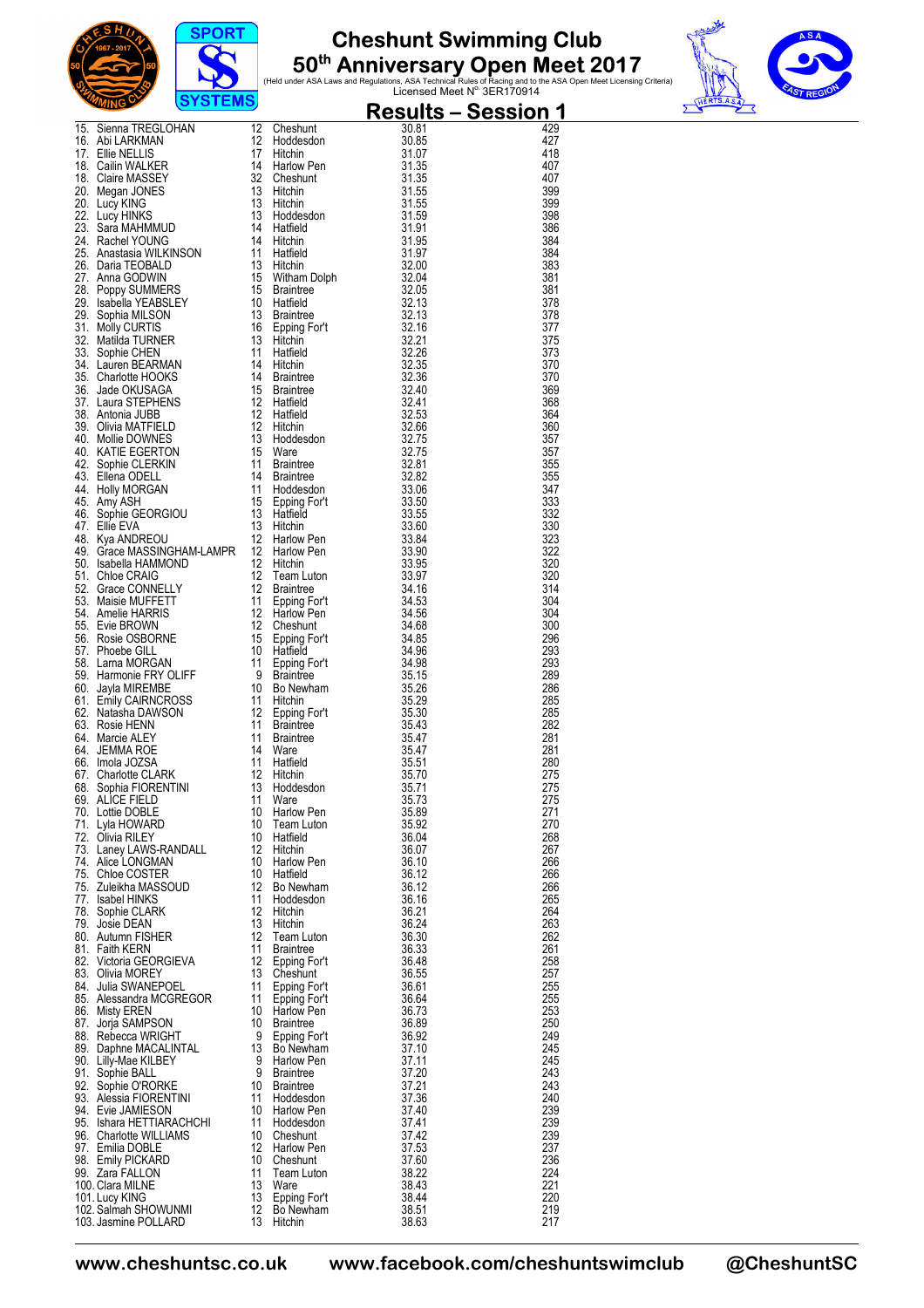# Cheshunt Swimming Club
## 50th Anniversary Open Meet 2017

(Held under ASA Laws and Regulations, ASA Technical Rules of Racing and to the ASA Open Meet Licensing Criteria)
Licensed Meet N° 3ER170914

## Results – Session 1

| Pos | Name | Age | Club | Time | Points |
|---|---|---|---|---|---|
| 15. | Sienna TREGLOHAN | 12 | Cheshunt | 30.81 | 429 |
| 16. | Abi LARKMAN | 12 | Hoddesdon | 30.85 | 427 |
| 17. | Ellie NELLIS | 17 | Hitchin | 31.07 | 418 |
| 18. | Cailin WALKER | 14 | Harlow Pen | 31.35 | 407 |
| 18. | Claire MASSEY | 32 | Cheshunt | 31.35 | 407 |
| 20. | Megan JONES | 13 | Hitchin | 31.55 | 399 |
| 20. | Lucy KING | 13 | Hitchin | 31.55 | 399 |
| 22. | Lucy HINKS | 13 | Hoddesdon | 31.59 | 398 |
| 23. | Sara MAHMMUD | 14 | Hatfield | 31.91 | 386 |
| 24. | Rachel YOUNG | 14 | Hitchin | 31.95 | 384 |
| 25. | Anastasia WILKINSON | 11 | Hatfield | 31.97 | 384 |
| 26. | Daria TEOBALD | 13 | Hitchin | 32.00 | 383 |
| 27. | Anna GODWIN | 15 | Witham Dolph | 32.04 | 381 |
| 28. | Poppy SUMMERS | 15 | Braintree | 32.05 | 381 |
| 29. | Isabella YEABSLEY | 10 | Hatfield | 32.13 | 378 |
| 29. | Sophia MILSON | 13 | Braintree | 32.13 | 378 |
| 31. | Molly CURTIS | 16 | Epping For't | 32.16 | 377 |
| 32. | Matilda TURNER | 13 | Hitchin | 32.21 | 375 |
| 33. | Sophie CHEN | 11 | Hatfield | 32.26 | 373 |
| 34. | Lauren BEARMAN | 14 | Hitchin | 32.35 | 370 |
| 35. | Charlotte HOOKS | 14 | Braintree | 32.36 | 370 |
| 36. | Jade OKUSAGA | 15 | Braintree | 32.40 | 369 |
| 37. | Laura STEPHENS | 12 | Hatfield | 32.41 | 368 |
| 38. | Antonia JUBB | 12 | Hatfield | 32.53 | 364 |
| 39. | Olivia MATFIELD | 12 | Hitchin | 32.66 | 360 |
| 40. | Mollie DOWNES | 13 | Hoddesdon | 32.75 | 357 |
| 40. | KATIE EGERTON | 15 | Ware | 32.75 | 357 |
| 42. | Sophie CLERKIN | 11 | Braintree | 32.81 | 355 |
| 43. | Ellena ODELL | 14 | Braintree | 32.82 | 355 |
| 44. | Holly MORGAN | 11 | Hoddesdon | 33.06 | 347 |
| 45. | Amy ASH | 15 | Epping For't | 33.50 | 333 |
| 46. | Sophie GEORGIOU | 13 | Hatfield | 33.55 | 332 |
| 47. | Ellie EVA | 13 | Hitchin | 33.60 | 330 |
| 48. | Kya ANDREOU | 12 | Harlow Pen | 33.84 | 323 |
| 49. | Grace MASSINGHAM-LAMPR | 12 | Harlow Pen | 33.90 | 322 |
| 50. | Isabella HAMMOND | 12 | Hitchin | 33.95 | 320 |
| 51. | Chloe CRAIG | 12 | Team Luton | 33.97 | 320 |
| 52. | Grace CONNELLY | 12 | Braintree | 34.16 | 314 |
| 53. | Maisie MUFFETT | 11 | Epping For't | 34.53 | 304 |
| 54. | Amelie HARRIS | 12 | Harlow Pen | 34.56 | 304 |
| 55. | Evie BROWN | 12 | Cheshunt | 34.68 | 300 |
| 56. | Rosie OSBORNE | 15 | Epping For't | 34.85 | 296 |
| 57. | Phoebe GILL | 10 | Hatfield | 34.96 | 293 |
| 58. | Lama MORGAN | 11 | Epping For't | 34.98 | 293 |
| 59. | Harmonie FRY OLIFF | 9 | Braintree | 35.15 | 289 |
| 60. | Jayla MIREMBE | 10 | Bo Newham | 35.26 | 286 |
| 61. | Emily CAIRNCROSS | 11 | Hitchin | 35.29 | 285 |
| 62. | Natasha DAWSON | 12 | Epping For't | 35.30 | 285 |
| 63. | Rosie HENN | 11 | Braintree | 35.43 | 282 |
| 64. | Marcie ALEY | 11 | Braintree | 35.47 | 281 |
| 64. | JEMMA ROE | 14 | Ware | 35.47 | 281 |
| 66. | Imola JOZSA | 11 | Hatfield | 35.51 | 280 |
| 67. | Charlotte CLARK | 12 | Hitchin | 35.70 | 275 |
| 68. | Sophia FIORENTINI | 13 | Hoddesdon | 35.71 | 275 |
| 69. | ALICE FIELD | 11 | Ware | 35.73 | 275 |
| 70. | Lottie DOBLE | 10 | Harlow Pen | 35.89 | 271 |
| 71. | Lyla HOWARD | 10 | Team Luton | 35.92 | 270 |
| 72. | Olivia RILEY | 10 | Hatfield | 36.04 | 268 |
| 73. | Laney LAWS-RANDALL | 12 | Hitchin | 36.07 | 267 |
| 74. | Alice LONGMAN | 10 | Harlow Pen | 36.10 | 266 |
| 75. | Chloe COSTER | 10 | Hatfield | 36.12 | 266 |
| 75. | Zuleikha MASSOUD | 12 | Bo Newham | 36.12 | 266 |
| 77. | Isabel HINKS | 11 | Hoddesdon | 36.16 | 265 |
| 78. | Sophie CLARK | 12 | Hitchin | 36.21 | 264 |
| 79. | Josie DEAN | 13 | Hitchin | 36.24 | 263 |
| 80. | Autumn FISHER | 12 | Team Luton | 36.30 | 262 |
| 81. | Faith KERN | 11 | Braintree | 36.33 | 261 |
| 82. | Victoria GEORGIEVA | 12 | Epping For't | 36.48 | 258 |
| 83. | Olivia MOREY | 13 | Cheshunt | 36.55 | 257 |
| 84. | Julia SWANEPOEL | 11 | Epping For't | 36.61 | 255 |
| 85. | Alessandra MCGREGOR | 11 | Epping For't | 36.64 | 255 |
| 86. | Misty EREN | 10 | Harlow Pen | 36.73 | 253 |
| 87. | Jorja SAMPSON | 10 | Braintree | 36.89 | 250 |
| 88. | Rebecca WRIGHT | 9 | Epping For't | 36.92 | 249 |
| 89. | Daphne MACALINTAL | 13 | Bo Newham | 37.10 | 245 |
| 90. | Lilly-Mae KILBEY | 9 | Harlow Pen | 37.11 | 245 |
| 91. | Sophie BALL | 9 | Braintree | 37.20 | 243 |
| 92. | Sophie O'RORKE | 10 | Braintree | 37.21 | 243 |
| 93. | Alessia FIORENTINI | 11 | Hoddesdon | 37.36 | 240 |
| 94. | Evie JAMIESON | 10 | Harlow Pen | 37.40 | 239 |
| 95. | Ishara HETTIARACHCHI | 11 | Hoddesdon | 37.41 | 239 |
| 96. | Charlotte WILLIAMS | 10 | Cheshunt | 37.42 | 239 |
| 97. | Emilia DOBLE | 12 | Harlow Pen | 37.53 | 237 |
| 98. | Emily PICKARD | 10 | Cheshunt | 37.60 | 236 |
| 99. | Zara FALLON | 11 | Team Luton | 38.22 | 224 |
| 100. | Clara MILNE | 13 | Ware | 38.43 | 221 |
| 101. | Lucy KING | 13 | Epping For't | 38.44 | 220 |
| 102. | Salmah SHOWUNMI | 12 | Bo Newham | 38.51 | 219 |
| 103. | Jasmine POLLARD | 13 | Hitchin | 38.63 | 217 |

www.cheshuntsc.co.uk www.facebook.com/cheshuntswimclub @CheshuntSC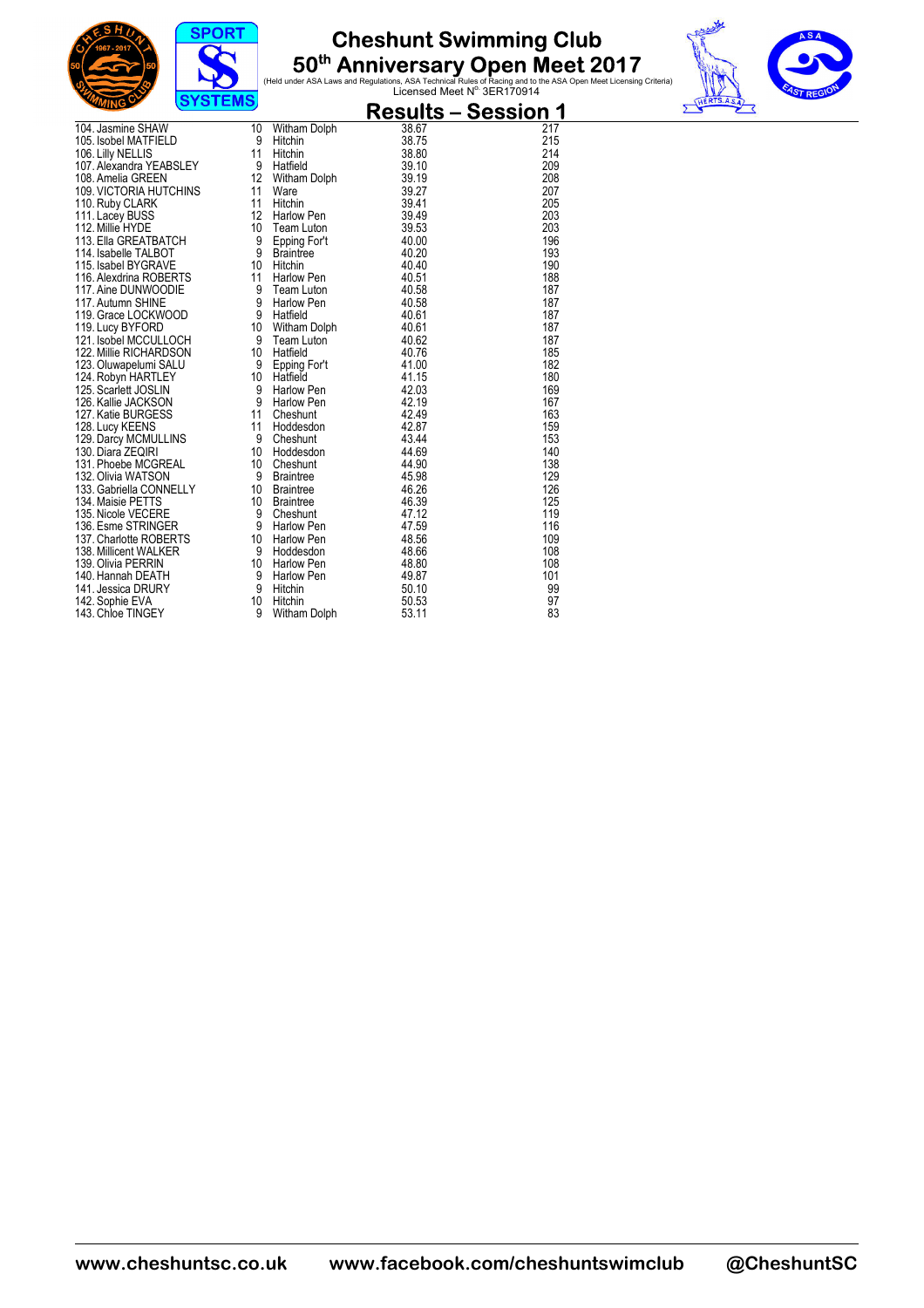# Cheshunt Swimming Club

## 50th Anniversary Open Meet 2017

(Held under ASA Laws and Regulations, ASA Technical Rules of Racing and to the ASA Open Meet Licensing Criteria)
Licensed Meet No. 3ER170914

## Results – Session 1

| | | | | |
|---|---|---|---|---|
| 104. Jasmine SHAW | 10 | Witham Dolph | 38.67 | 217 |
| 105. Isobel MATFIELD | 9 | Hitchin | 38.75 | 215 |
| 106. Lilly NELLIS | 11 | Hitchin | 38.80 | 214 |
| 107. Alexandra YEABSLEY | 9 | Hatfield | 39.10 | 209 |
| 108. Amelia GREEN | 12 | Witham Dolph | 39.19 | 208 |
| 109. VICTORIA HUTCHINS | 11 | Ware | 39.27 | 207 |
| 110. Ruby CLARK | 11 | Hitchin | 39.41 | 205 |
| 111. Lacey BUSS | 12 | Harlow Pen | 39.49 | 203 |
| 112. Millie HYDE | 10 | Team Luton | 39.53 | 203 |
| 113. Ella GREATBATCH | 9 | Epping For't | 40.00 | 196 |
| 114. Isabelle TALBOT | 9 | Braintree | 40.20 | 193 |
| 115. Isabel BYGRAVE | 10 | Hitchin | 40.40 | 190 |
| 116. Alexdrina ROBERTS | 11 | Harlow Pen | 40.51 | 188 |
| 117. Aine DUNWOODIE | 9 | Team Luton | 40.58 | 187 |
| 117. Autumn SHINE | 9 | Harlow Pen | 40.58 | 187 |
| 119. Grace LOCKWOOD | 9 | Hatfield | 40.61 | 187 |
| 119. Lucy BYFORD | 10 | Witham Dolph | 40.61 | 187 |
| 121. Isobel MCCULLOCH | 9 | Team Luton | 40.62 | 187 |
| 122. Millie RICHARDSON | 10 | Hatfield | 40.76 | 185 |
| 123. Oluwapelumi SALU | 9 | Epping For't | 41.00 | 182 |
| 124. Robyn HARTLEY | 10 | Hatfield | 41.15 | 180 |
| 125. Scarlett JOSLIN | 9 | Harlow Pen | 42.03 | 169 |
| 126. Kallie JACKSON | 9 | Harlow Pen | 42.19 | 167 |
| 127. Katie BURGESS | 11 | Cheshunt | 42.49 | 163 |
| 128. Lucy KEENS | 11 | Hoddesdon | 42.87 | 159 |
| 129. Darcy MCMULLINS | 9 | Cheshunt | 43.44 | 153 |
| 130. Diara ZEQIRI | 10 | Hoddesdon | 44.69 | 140 |
| 131. Phoebe MCGREAL | 10 | Cheshunt | 44.90 | 138 |
| 132. Olivia WATSON | 9 | Braintree | 45.98 | 129 |
| 133. Gabriella CONNELLY | 10 | Braintree | 46.26 | 126 |
| 134. Maisie PETTS | 10 | Braintree | 46.39 | 125 |
| 135. Nicole VECERE | 9 | Cheshunt | 47.12 | 119 |
| 136. Esme STRINGER | 9 | Harlow Pen | 47.59 | 116 |
| 137. Charlotte ROBERTS | 10 | Harlow Pen | 48.56 | 109 |
| 138. Millicent WALKER | 9 | Hoddesdon | 48.66 | 108 |
| 139. Olivia PERRIN | 10 | Harlow Pen | 48.80 | 108 |
| 140. Hannah DEATH | 9 | Harlow Pen | 49.87 | 101 |
| 141. Jessica DRURY | 9 | Hitchin | 50.10 | 99 |
| 142. Sophie EVA | 10 | Hitchin | 50.53 | 97 |
| 143. Chloe TINGEY | 9 | Witham Dolph | 53.11 | 83 |

www.cheshuntsc.co.uk   www.facebook.com/cheshuntswimclub   @CheshuntSC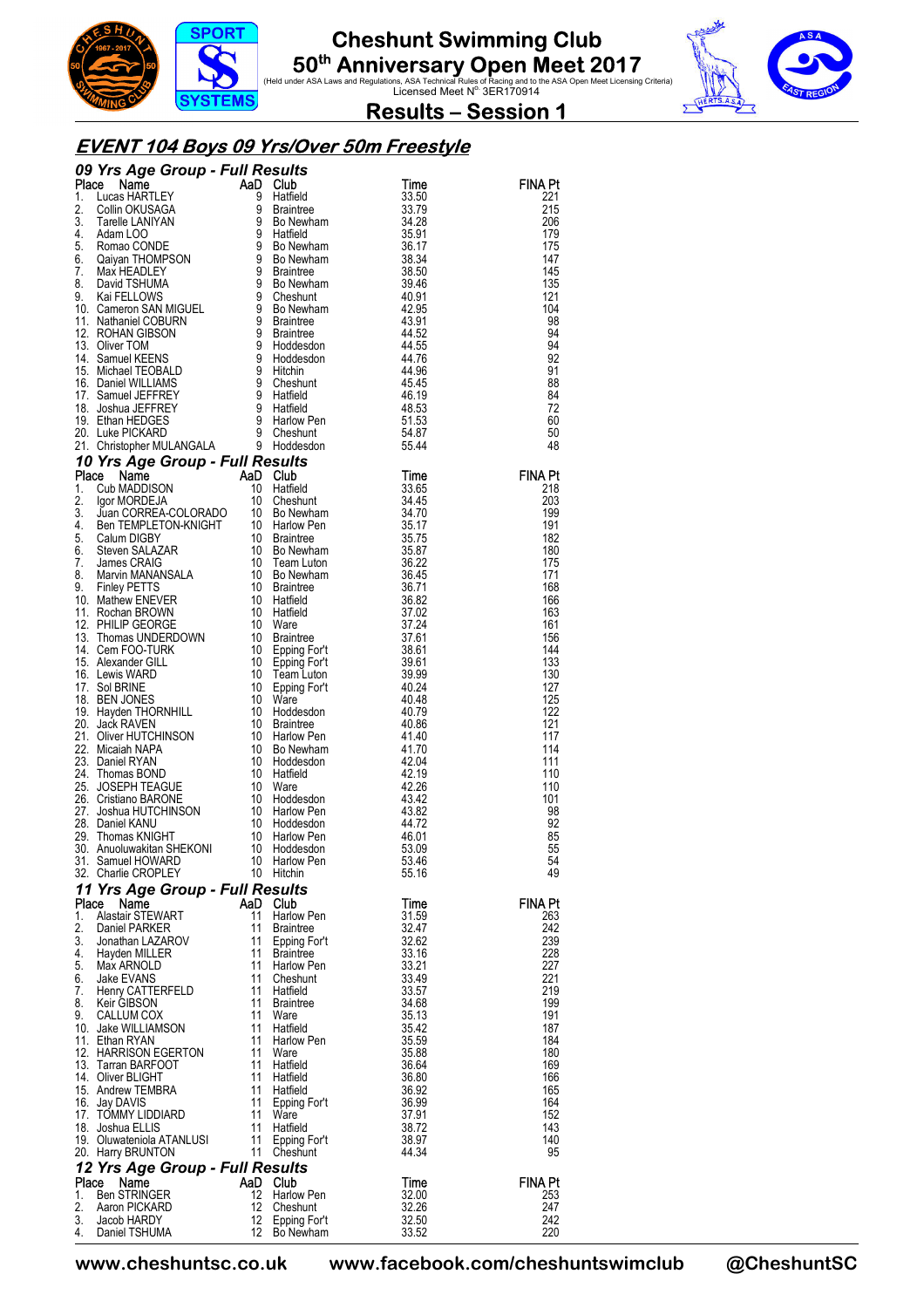# Cheshunt Swimming Club

## 50th Anniversary Open Meet 2017

(Held under ASA Laws and Regulations, ASA Technical Rules of Racing and to the ASA Open Meet Licensing Criteria)
Licensed Meet N° 3ER170914

## Results – Session 1

## *EVENT 104 Boys 09 Yrs/Over 50m Freestyle*

### *09 Yrs Age Group - Full Results*

| Place | Name | AaD | Club | Time | FINA Pt |
|---|---|---|---|---|---|
| 1. | Lucas HARTLEY | 9 | Hatfield | 33.50 | 221 |
| 2. | Collin OKUSAGA | 9 | Braintree | 33.79 | 215 |
| 3. | Tarelle LANIYAN | 9 | Bo Newham | 34.28 | 206 |
| 4. | Adam LOO | 9 | Hatfield | 35.91 | 179 |
| 5. | Romao CONDE | 9 | Bo Newham | 36.17 | 175 |
| 6. | Qaiyan THOMPSON | 9 | Bo Newham | 38.34 | 147 |
| 7. | Max HEADLEY | 9 | Braintree | 38.50 | 145 |
| 8. | David TSHUMA | 9 | Bo Newham | 39.46 | 135 |
| 9. | Kai FELLOWS | 9 | Cheshunt | 40.91 | 121 |
| 10. | Cameron SAN MIGUEL | 9 | Bo Newham | 42.95 | 104 |
| 11. | Nathaniel COBURN | 9 | Braintree | 43.91 | 98 |
| 12. | ROHAN GIBSON | 9 | Braintree | 44.52 | 94 |
| 13. | Oliver TOM | 9 | Hoddesdon | 44.55 | 94 |
| 14. | Samuel KEENS | 9 | Hoddesdon | 44.76 | 92 |
| 15. | Michael TEOBALD | 9 | Hitchin | 44.96 | 91 |
| 16. | Daniel WILLIAMS | 9 | Cheshunt | 45.45 | 88 |
| 17. | Samuel JEFFREY | 9 | Hatfield | 46.19 | 84 |
| 18. | Joshua JEFFREY | 9 | Hatfield | 48.53 | 72 |
| 19. | Ethan HEDGES | 9 | Harlow Pen | 51.53 | 60 |
| 20. | Luke PICKARD | 9 | Cheshunt | 54.87 | 50 |
| 21. | Christopher MULANGALA | 9 | Hoddesdon | 55.44 | 48 |

### *10 Yrs Age Group - Full Results*

| Place | Name | AaD | Club | Time | FINA Pt |
|---|---|---|---|---|---|
| 1. | Cub MADDISON | 10 | Hatfield | 33.65 | 218 |
| 2. | Igor MORDEJA | 10 | Cheshunt | 34.45 | 203 |
| 3. | Juan CORREA-COLORADO | 10 | Bo Newham | 34.70 | 199 |
| 4. | Ben TEMPLETON-KNIGHT | 10 | Harlow Pen | 35.17 | 191 |
| 5. | Calum DIGBY | 10 | Braintree | 35.75 | 182 |
| 6. | Steven SALAZAR | 10 | Bo Newham | 35.87 | 180 |
| 7. | James CRAIG | 10 | Team Luton | 36.22 | 175 |
| 8. | Marvin MANANSALA | 10 | Bo Newham | 36.45 | 171 |
| 9. | Finley PETTS | 10 | Braintree | 36.71 | 168 |
| 10. | Mathew ENEVER | 10 | Hatfield | 36.82 | 166 |
| 11. | Rochan BROWN | 10 | Hatfield | 37.02 | 163 |
| 12. | PHILIP GEORGE | 10 | Ware | 37.24 | 161 |
| 13. | Thomas UNDERDOWN | 10 | Braintree | 37.61 | 156 |
| 14. | Cem FOO-TURK | 10 | Epping For't | 38.61 | 144 |
| 15. | Alexander GILL | 10 | Epping For't | 39.61 | 133 |
| 16. | Lewis WARD | 10 | Team Luton | 39.99 | 130 |
| 17. | Sol BRINE | 10 | Epping For't | 40.24 | 127 |
| 18. | BEN JONES | 10 | Ware | 40.48 | 125 |
| 19. | Hayden THORNHILL | 10 | Hoddesdon | 40.79 | 122 |
| 20. | Jack RAVEN | 10 | Braintree | 40.86 | 121 |
| 21. | Oliver HUTCHINSON | 10 | Harlow Pen | 41.40 | 117 |
| 22. | Micaiah NAPA | 10 | Bo Newham | 41.70 | 114 |
| 23. | Daniel RYAN | 10 | Hoddesdon | 42.04 | 111 |
| 24. | Thomas BOND | 10 | Hatfield | 42.19 | 110 |
| 25. | JOSEPH TEAGUE | 10 | Ware | 42.26 | 110 |
| 26. | Cristiano BARONE | 10 | Hoddesdon | 43.42 | 101 |
| 27. | Joshua HUTCHINSON | 10 | Harlow Pen | 43.82 | 98 |
| 28. | Daniel KANU | 10 | Hoddesdon | 44.72 | 92 |
| 29. | Thomas KNIGHT | 10 | Harlow Pen | 46.01 | 85 |
| 30. | Anuoluwakitan SHEKONI | 10 | Hoddesdon | 53.09 | 55 |
| 31. | Samuel HOWARD | 10 | Harlow Pen | 53.46 | 54 |
| 32. | Charlie CROPLEY | 10 | Hitchin | 55.16 | 49 |

### *11 Yrs Age Group - Full Results*

| Place | Name | AaD | Club | Time | FINA Pt |
|---|---|---|---|---|---|
| 1. | Alastair STEWART | 11 | Harlow Pen | 31.59 | 263 |
| 2. | Daniel PARKER | 11 | Braintree | 32.47 | 242 |
| 3. | Jonathan LAZAROV | 11 | Epping For't | 32.62 | 239 |
| 4. | Hayden MILLER | 11 | Braintree | 33.16 | 228 |
| 5. | Max ARNOLD | 11 | Harlow Pen | 33.21 | 227 |
| 6. | Jake EVANS | 11 | Cheshunt | 33.49 | 221 |
| 7. | Henry CATTERFELD | 11 | Hatfield | 33.57 | 219 |
| 8. | Keir GIBSON | 11 | Braintree | 34.68 | 199 |
| 9. | CALLUM COX | 11 | Ware | 35.13 | 191 |
| 10. | Jake WILLIAMSON | 11 | Hatfield | 35.42 | 187 |
| 11. | Ethan RYAN | 11 | Harlow Pen | 35.59 | 184 |
| 12. | HARRISON EGERTON | 11 | Ware | 35.88 | 180 |
| 13. | Tarran BARFOOT | 11 | Hatfield | 36.64 | 169 |
| 14. | Oliver BLIGHT | 11 | Hatfield | 36.80 | 166 |
| 15. | Andrew TEMBRA | 11 | Hatfield | 36.92 | 165 |
| 16. | Jay DAVIS | 11 | Epping For't | 36.99 | 164 |
| 17. | TOMMY LIDDIARD | 11 | Ware | 37.91 | 152 |
| 18. | Joshua ELLIS | 11 | Hatfield | 38.72 | 143 |
| 19. | Oluwateniola ATANLUSI | 11 | Epping For't | 38.97 | 140 |
| 20. | Harry BRUNTON | 11 | Cheshunt | 44.34 | 95 |

### *12 Yrs Age Group - Full Results*

| Place | Name | AaD | Club | Time | FINA Pt |
|---|---|---|---|---|---|
| 1. | Ben STRINGER | 12 | Harlow Pen | 32.00 | 253 |
| 2. | Aaron PICKARD | 12 | Cheshunt | 32.26 | 247 |
| 3. | Jacob HARDY | 12 | Epping For't | 32.50 | 242 |
| 4. | Daniel TSHUMA | 12 | Bo Newham | 33.52 | 220 |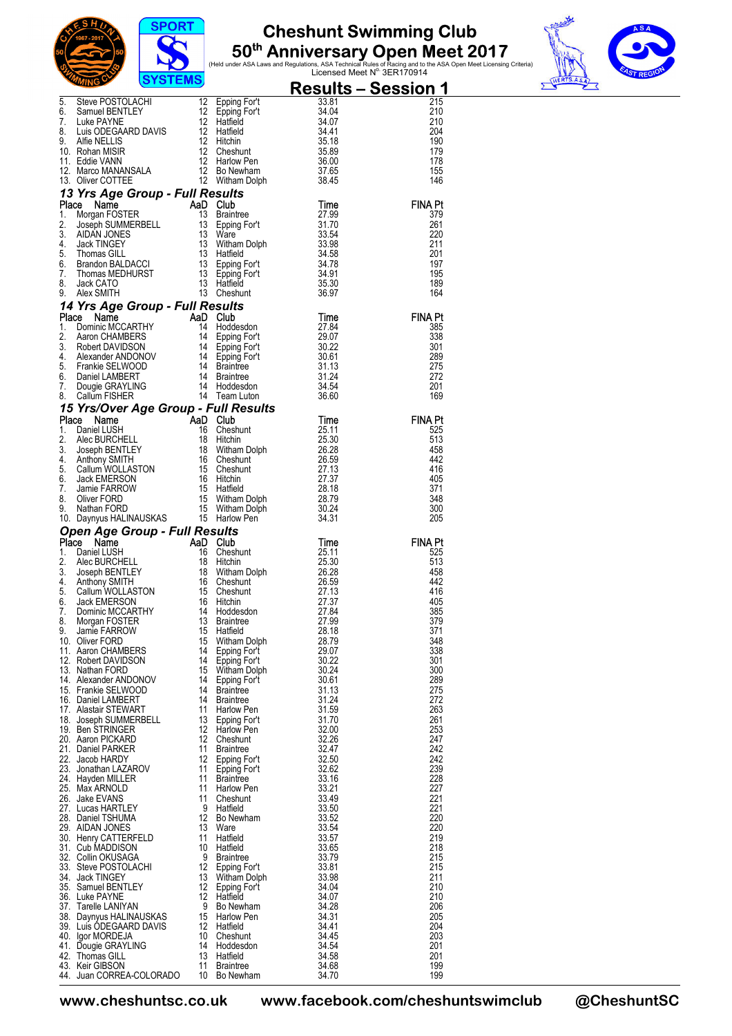# Cheshunt Swimming Club

## 50th Anniversary Open Meet 2017

(Held under ASA Laws and Regulations, ASA Technical Rules of Racing and to the ASA Open Meet Licensing Criteria)
Licensed Meet N° 3ER170914

## Results – Session 1

| Place | Name | AaD | Club | Time | FINA Pt |
|---|---|---|---|---|---|
| 5. | Steve POSTOLACHI | 12 | Epping For't | 33.81 | 215 |
| 6. | Samuel BENTLEY | 12 | Epping For't | 34.04 | 210 |
| 7. | Luke PAYNE | 12 | Hatfield | 34.07 | 210 |
| 8. | Luis ODEGAARD DAVIS | 12 | Hatfield | 34.41 | 204 |
| 9. | Alfie NELLIS | 12 | Hitchin | 35.18 | 190 |
| 10. | Rohan MISIR | 12 | Cheshunt | 35.89 | 179 |
| 11. | Eddie VANN | 12 | Harlow Pen | 36.00 | 178 |
| 12. | Marco MANANSALA | 12 | Bo Newham | 37.65 | 155 |
| 13. | Oliver COTTEE | 12 | Witham Dolph | 38.45 | 146 |

### 13 Yrs Age Group - Full Results

| Place | Name | AaD | Club | Time | FINA Pt |
|---|---|---|---|---|---|
| 1. | Morgan FOSTER | 13 | Braintree | 27.99 | 379 |
| 2. | Joseph SUMMERBELL | 13 | Epping For't | 31.70 | 261 |
| 3. | AIDAN JONES | 13 | Ware | 33.54 | 220 |
| 4. | Jack TINGEY | 13 | Witham Dolph | 33.98 | 211 |
| 5. | Thomas GILL | 13 | Hatfield | 34.58 | 201 |
| 6. | Brandon BALDACCI | 13 | Epping For't | 34.78 | 197 |
| 7. | Thomas MEDHURST | 13 | Epping For't | 34.91 | 195 |
| 8. | Jack CATO | 13 | Hatfield | 35.30 | 189 |
| 9. | Alex SMITH | 13 | Cheshunt | 36.97 | 164 |

### 14 Yrs Age Group - Full Results

| Place | Name | AaD | Club | Time | FINA Pt |
|---|---|---|---|---|---|
| 1. | Dominic MCCARTHY | 14 | Hoddesdon | 27.84 | 385 |
| 2. | Aaron CHAMBERS | 14 | Epping For't | 29.07 | 338 |
| 3. | Robert DAVIDSON | 14 | Epping For't | 30.22 | 301 |
| 4. | Alexander ANDONOV | 14 | Epping For't | 30.61 | 289 |
| 5. | Frankie SELWOOD | 14 | Braintree | 31.13 | 275 |
| 6. | Daniel LAMBERT | 14 | Braintree | 31.24 | 272 |
| 7. | Dougie GRAYLING | 14 | Hoddesdon | 34.54 | 201 |
| 8. | Callum FISHER | 14 | Team Luton | 36.60 | 169 |

### 15 Yrs/Over Age Group - Full Results

| Place | Name | AaD | Club | Time | FINA Pt |
|---|---|---|---|---|---|
| 1. | Daniel LUSH | 16 | Cheshunt | 25.11 | 525 |
| 2. | Alec BURCHELL | 18 | Hitchin | 25.30 | 513 |
| 3. | Joseph BENTLEY | 18 | Witham Dolph | 26.28 | 458 |
| 4. | Anthony SMITH | 16 | Cheshunt | 26.59 | 442 |
| 5. | Callum WOLLASTON | 15 | Cheshunt | 27.13 | 416 |
| 6. | Jack EMERSON | 16 | Hitchin | 27.37 | 405 |
| 7. | Jamie FARROW | 15 | Hatfield | 28.18 | 371 |
| 8. | Oliver FORD | 15 | Witham Dolph | 28.79 | 348 |
| 9. | Nathan FORD | 15 | Witham Dolph | 30.24 | 300 |
| 10. | Daynyus HALINAUSKAS | 15 | Harlow Pen | 34.31 | 205 |

### Open Age Group - Full Results

| Place | Name | AaD | Club | Time | FINA Pt |
|---|---|---|---|---|---|
| 1. | Daniel LUSH | 16 | Cheshunt | 25.11 | 525 |
| 2. | Alec BURCHELL | 18 | Hitchin | 25.30 | 513 |
| 3. | Joseph BENTLEY | 18 | Witham Dolph | 26.28 | 458 |
| 4. | Anthony SMITH | 16 | Cheshunt | 26.59 | 442 |
| 5. | Callum WOLLASTON | 15 | Cheshunt | 27.13 | 416 |
| 6. | Jack EMERSON | 16 | Hitchin | 27.37 | 405 |
| 7. | Dominic MCCARTHY | 14 | Hoddesdon | 27.84 | 385 |
| 8. | Morgan FOSTER | 13 | Braintree | 27.99 | 379 |
| 9. | Jamie FARROW | 15 | Hatfield | 28.18 | 371 |
| 10. | Oliver FORD | 15 | Witham Dolph | 28.79 | 348 |
| 11. | Aaron CHAMBERS | 14 | Epping For't | 29.07 | 338 |
| 12. | Robert DAVIDSON | 14 | Epping For't | 30.22 | 301 |
| 13. | Nathan FORD | 15 | Witham Dolph | 30.24 | 300 |
| 14. | Alexander ANDONOV | 14 | Epping For't | 30.61 | 289 |
| 15. | Frankie SELWOOD | 14 | Braintree | 31.13 | 275 |
| 16. | Daniel LAMBERT | 14 | Braintree | 31.24 | 272 |
| 17. | Alastair STEWART | 11 | Harlow Pen | 31.59 | 263 |
| 18. | Joseph SUMMERBELL | 13 | Epping For't | 31.70 | 261 |
| 19. | Ben STRINGER | 12 | Harlow Pen | 32.00 | 253 |
| 20. | Aaron PICKARD | 12 | Cheshunt | 32.26 | 247 |
| 21. | Daniel PARKER | 11 | Braintree | 32.47 | 242 |
| 22. | Jacob HARDY | 12 | Epping For't | 32.50 | 242 |
| 23. | Jonathan LAZAROV | 11 | Epping For't | 32.62 | 239 |
| 24. | Hayden MILLER | 11 | Braintree | 33.16 | 228 |
| 25. | Max ARNOLD | 11 | Harlow Pen | 33.21 | 227 |
| 26. | Jake EVANS | 11 | Cheshunt | 33.49 | 221 |
| 27. | Lucas HARTLEY | 9 | Hatfield | 33.50 | 221 |
| 28. | Daniel TSHUMA | 12 | Bo Newham | 33.52 | 220 |
| 29. | AIDAN JONES | 13 | Ware | 33.54 | 220 |
| 30. | Henry CATTERFELD | 11 | Hatfield | 33.57 | 219 |
| 31. | Cub MADDISON | 10 | Hatfield | 33.65 | 218 |
| 32. | Collin OKUSAGA | 9 | Braintree | 33.79 | 215 |
| 33. | Steve POSTOLACHI | 12 | Epping For't | 33.81 | 215 |
| 34. | Jack TINGEY | 13 | Witham Dolph | 33.98 | 211 |
| 35. | Samuel BENTLEY | 12 | Epping For't | 34.04 | 210 |
| 36. | Luke PAYNE | 12 | Hatfield | 34.07 | 210 |
| 37. | Tarelle LANIYAN | 9 | Bo Newham | 34.28 | 206 |
| 38. | Daynyus HALINAUSKAS | 15 | Harlow Pen | 34.31 | 205 |
| 39. | Luis ODEGAARD DAVIS | 12 | Hatfield | 34.41 | 204 |
| 40. | Igor MORDEJA | 10 | Cheshunt | 34.45 | 203 |
| 41. | Dougie GRAYLING | 14 | Hoddesdon | 34.54 | 201 |
| 42. | Thomas GILL | 13 | Hatfield | 34.58 | 201 |
| 43. | Keir GIBSON | 11 | Braintree | 34.68 | 199 |
| 44. | Juan CORREA-COLORADO | 10 | Bo Newham | 34.70 | 199 |

www.cheshuntsc.co.uk www.facebook.com/cheshuntswimclub @CheshuntSC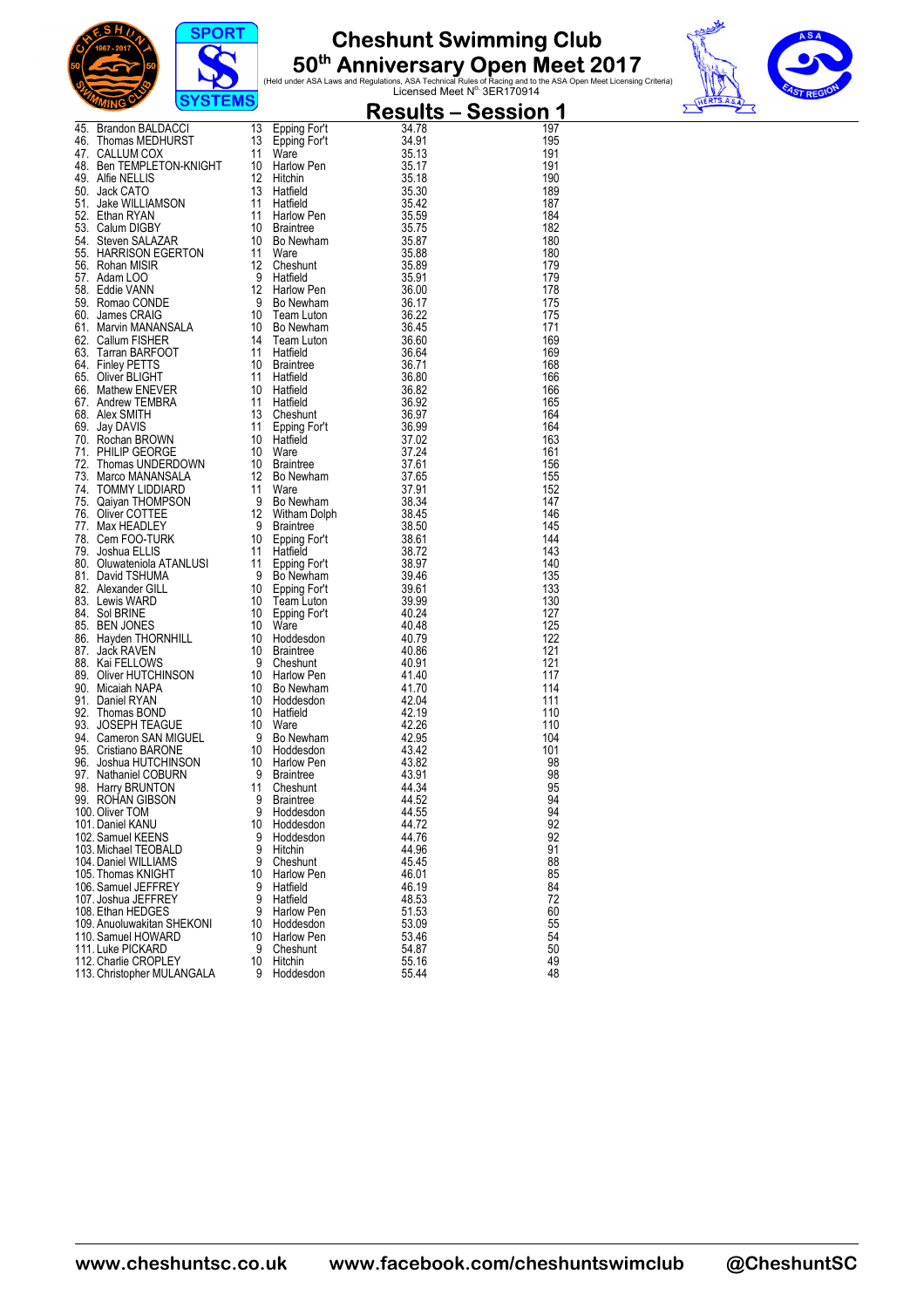# Cheshunt Swimming Club

## 50th Anniversary Open Meet 2017

(Held under ASA Laws and Regulations, ASA Technical Rules of Racing and to the ASA Open Meet Licensing Criteria)
Licensed Meet N° 3ER170914

## Results – Session 1

| Place | Name | Age | Club | Time | Points |
|---|---|---|---|---|---|
| 45. | Brandon BALDACCI | 13 | Epping For't | 34.78 | 197 |
| 46. | Thomas MEDHURST | 13 | Epping For't | 34.91 | 195 |
| 47. | CALLUM COX | 11 | Ware | 35.13 | 191 |
| 48. | Ben TEMPLETON-KNIGHT | 10 | Harlow Pen | 35.17 | 191 |
| 49. | Alfie NELLIS | 12 | Hitchin | 35.18 | 190 |
| 50. | Jack CATO | 13 | Hatfield | 35.30 | 189 |
| 51. | Jake WILLIAMSON | 11 | Hatfield | 35.42 | 187 |
| 52. | Ethan RYAN | 11 | Harlow Pen | 35.59 | 184 |
| 53. | Calum DIGBY | 10 | Braintree | 35.75 | 182 |
| 54. | Steven SALAZAR | 10 | Bo Newham | 35.87 | 180 |
| 55. | HARRISON EGERTON | 11 | Ware | 35.88 | 180 |
| 56. | Rohan MISIR | 12 | Cheshunt | 35.89 | 179 |
| 57. | Adam LOO | 9 | Hatfield | 35.91 | 179 |
| 58. | Eddie VANN | 12 | Harlow Pen | 36.00 | 178 |
| 59. | Romao CONDE | 9 | Bo Newham | 36.17 | 175 |
| 60. | James CRAIG | 10 | Team Luton | 36.22 | 175 |
| 61. | Marvin MANANSALA | 10 | Bo Newham | 36.45 | 171 |
| 62. | Callum FISHER | 14 | Team Luton | 36.60 | 169 |
| 63. | Tarran BARFOOT | 11 | Hatfield | 36.64 | 169 |
| 64. | Finley PETTS | 10 | Braintree | 36.71 | 168 |
| 65. | Oliver BLIGHT | 11 | Hatfield | 36.80 | 166 |
| 66. | Mathew ENEVER | 10 | Hatfield | 36.82 | 166 |
| 67. | Andrew TEMBRA | 11 | Hatfield | 36.92 | 165 |
| 68. | Alex SMITH | 13 | Cheshunt | 36.97 | 164 |
| 69. | Jay DAVIS | 11 | Epping For't | 36.99 | 164 |
| 70. | Rochan BROWN | 10 | Hatfield | 37.02 | 163 |
| 71. | PHILIP GEORGE | 10 | Ware | 37.24 | 161 |
| 72. | Thomas UNDERDOWN | 10 | Braintree | 37.61 | 156 |
| 73. | Marco MANANSALA | 12 | Bo Newham | 37.65 | 155 |
| 74. | TOMMY LIDDIARD | 11 | Ware | 37.91 | 152 |
| 75. | Qaiyan THOMPSON | 9 | Bo Newham | 38.34 | 147 |
| 76. | Oliver COTTEE | 12 | Witham Dolph | 38.45 | 146 |
| 77. | Max HEADLEY | 9 | Braintree | 38.50 | 145 |
| 78. | Cem FOO-TURK | 10 | Epping For't | 38.61 | 144 |
| 79. | Joshua ELLIS | 11 | Hatfield | 38.72 | 143 |
| 80. | Oluwateniola ATANLUSI | 11 | Epping For't | 38.97 | 140 |
| 81. | David TSHUMA | 9 | Bo Newham | 39.46 | 135 |
| 82. | Alexander GILL | 10 | Epping For't | 39.61 | 133 |
| 83. | Lewis WARD | 10 | Team Luton | 39.99 | 130 |
| 84. | Sol BRINE | 10 | Epping For't | 40.24 | 127 |
| 85. | BEN JONES | 10 | Ware | 40.48 | 125 |
| 86. | Hayden THORNHILL | 10 | Hoddesdon | 40.79 | 122 |
| 87. | Jack RAVEN | 10 | Braintree | 40.86 | 121 |
| 88. | Kai FELLOWS | 9 | Cheshunt | 40.91 | 121 |
| 89. | Oliver HUTCHINSON | 10 | Harlow Pen | 41.40 | 117 |
| 90. | Micaiah NAPA | 10 | Bo Newham | 41.70 | 114 |
| 91. | Daniel RYAN | 10 | Hoddesdon | 42.04 | 111 |
| 92. | Thomas BOND | 10 | Hatfield | 42.19 | 110 |
| 93. | JOSEPH TEAGUE | 10 | Ware | 42.26 | 110 |
| 94. | Cameron SAN MIGUEL | 9 | Bo Newham | 42.95 | 104 |
| 95. | Cristiano BARONE | 10 | Hoddesdon | 43.42 | 101 |
| 96. | Joshua HUTCHINSON | 10 | Harlow Pen | 43.82 | 98 |
| 97. | Nathaniel COBURN | 9 | Braintree | 43.91 | 98 |
| 98. | Harry BRUNTON | 11 | Cheshunt | 44.34 | 95 |
| 99. | ROHAN GIBSON | 9 | Braintree | 44.52 | 94 |
| 100. | Oliver TOM | 9 | Hoddesdon | 44.55 | 94 |
| 101. | Daniel KANU | 10 | Hoddesdon | 44.72 | 92 |
| 102. | Samuel KEENS | 9 | Hoddesdon | 44.76 | 92 |
| 103. | Michael TEOBALD | 9 | Hitchin | 44.96 | 91 |
| 104. | Daniel WILLIAMS | 9 | Cheshunt | 45.45 | 88 |
| 105. | Thomas KNIGHT | 10 | Harlow Pen | 46.01 | 85 |
| 106. | Samuel JEFFREY | 9 | Hatfield | 46.19 | 84 |
| 107. | Joshua JEFFREY | 9 | Hatfield | 48.53 | 72 |
| 108. | Ethan HEDGES | 9 | Harlow Pen | 51.53 | 60 |
| 109. | Anuoluwakitan SHEKONI | 10 | Hoddesdon | 53.09 | 55 |
| 110. | Samuel HOWARD | 10 | Harlow Pen | 53.46 | 54 |
| 111. | Luke PICKARD | 9 | Cheshunt | 54.87 | 50 |
| 112. | Charlie CROPLEY | 10 | Hitchin | 55.16 | 49 |
| 113. | Christopher MULANGALA | 9 | Hoddesdon | 55.44 | 48 |

www.cheshuntsc.co.uk www.facebook.com/cheshuntswimclub @CheshuntSC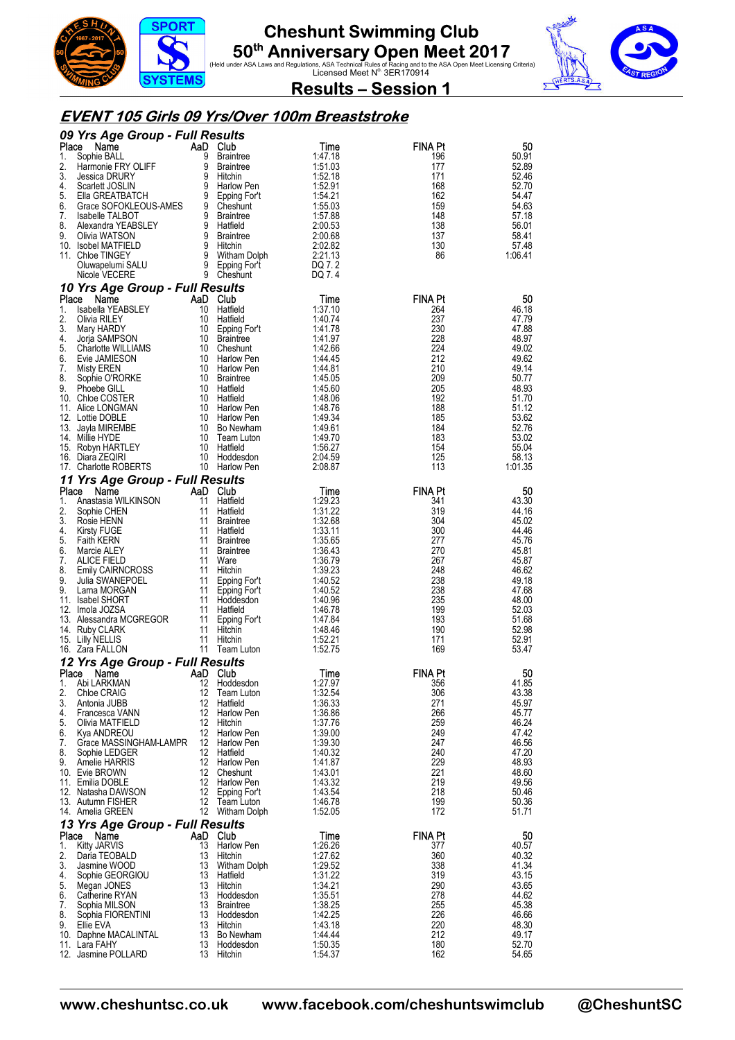# Cheshunt Swimming Club

## 50th Anniversary Open Meet 2017

(Held under ASA Laws and Regulations, ASA Technical Rules of Racing and to the ASA Open Meet Licensing Criteria)
Licensed Meet N° 3ER170914

## Results – Session 1

## EVENT 105 Girls 09 Yrs/Over 100m Breaststroke

### 09 Yrs Age Group - Full Results

| Place | Name | AaD | Club | Time | FINA Pt | 50 |
|---|---|---|---|---|---|---|
| 1. | Sophie BALL | 9 | Braintree | 1:47.18 | 196 | 50.91 |
| 2. | Harmonie FRY OLIFF | 9 | Braintree | 1:51.03 | 177 | 52.89 |
| 3. | Jessica DRURY | 9 | Hitchin | 1:52.18 | 171 | 52.46 |
| 4. | Scarlett JOSLIN | 9 | Harlow Pen | 1:52.91 | 168 | 52.70 |
| 5. | Ella GREATBATCH | 9 | Epping For't | 1:54.21 | 162 | 54.47 |
| 6. | Grace SOFOKLEOUS-AMES | 9 | Cheshunt | 1:55.03 | 159 | 54.63 |
| 7. | Isabelle TALBOT | 9 | Braintree | 1:57.88 | 148 | 57.18 |
| 8. | Alexandra YEABSLEY | 9 | Hatfield | 2:00.53 | 138 | 56.01 |
| 9. | Olivia WATSON | 9 | Braintree | 2:00.68 | 137 | 58.41 |
| 10. | Isobel MATFIELD | 9 | Hitchin | 2:02.82 | 130 | 57.48 |
| 11. | Chloe TINGEY | 9 | Witham Dolph | 2:21.13 | 86 | 1:06.41 |
| | Oluwapelumi SALU | 9 | Epping For't | DQ 7. 2 | | |
| | Nicole VECERE | 9 | Cheshunt | DQ 7. 4 | | |

### 10 Yrs Age Group - Full Results

| Place | Name | AaD | Club | Time | FINA Pt | 50 |
|---|---|---|---|---|---|---|
| 1. | Isabella YEABSLEY | 10 | Hatfield | 1:37.10 | 264 | 46.18 |
| 2. | Olivia RILEY | 10 | Hatfield | 1:40.74 | 237 | 47.79 |
| 3. | Mary HARDY | 10 | Epping For't | 1:41.78 | 230 | 47.88 |
| 4. | Jorja SAMPSON | 10 | Braintree | 1:41.97 | 228 | 48.97 |
| 5. | Charlotte WILLIAMS | 10 | Cheshunt | 1:42.66 | 224 | 49.02 |
| 6. | Evie JAMIESON | 10 | Harlow Pen | 1:44.45 | 212 | 49.62 |
| 7. | Misty EREN | 10 | Harlow Pen | 1:44.81 | 210 | 49.14 |
| 8. | Sophie O'RORKE | 10 | Braintree | 1:45.05 | 209 | 50.77 |
| 9. | Phoebe GILL | 10 | Hatfield | 1:45.60 | 205 | 48.93 |
| 10. | Chloe COSTER | 10 | Hatfield | 1:48.06 | 192 | 51.70 |
| 11. | Alice LONGMAN | 10 | Harlow Pen | 1:48.76 | 188 | 51.12 |
| 12. | Lottie DOBLE | 10 | Harlow Pen | 1:49.34 | 185 | 53.62 |
| 13. | Jayla MIREMBE | 10 | Bo Newham | 1:49.61 | 184 | 52.76 |
| 14. | Millie HYDE | 10 | Team Luton | 1:49.70 | 183 | 53.02 |
| 15. | Robyn HARTLEY | 10 | Hatfield | 1:56.27 | 154 | 55.04 |
| 16. | Diara ZEQIRI | 10 | Hoddesdon | 2:04.59 | 125 | 58.13 |
| 17. | Charlotte ROBERTS | 10 | Harlow Pen | 2:08.87 | 113 | 1:01.35 |

### 11 Yrs Age Group - Full Results

| Place | Name | AaD | Club | Time | FINA Pt | 50 |
|---|---|---|---|---|---|---|
| 1. | Anastasia WILKINSON | 11 | Hatfield | 1:29.23 | 341 | 43.30 |
| 2. | Sophie CHEN | 11 | Hatfield | 1:31.22 | 319 | 44.16 |
| 3. | Rosie HENN | 11 | Braintree | 1:32.68 | 304 | 45.02 |
| 4. | Kirsty FUGE | 11 | Hatfield | 1:33.11 | 300 | 44.46 |
| 5. | Faith KERN | 11 | Braintree | 1:35.65 | 277 | 45.76 |
| 6. | Marcie ALEY | 11 | Braintree | 1:36.43 | 270 | 45.81 |
| 7. | ALICE FIELD | 11 | Ware | 1:36.79 | 267 | 45.87 |
| 8. | Emily CAIRNCROSS | 11 | Hitchin | 1:39.23 | 248 | 46.62 |
| 9. | Julia SWANEPOEL | 11 | Epping For't | 1:40.52 | 238 | 49.18 |
| 9. | Larna MORGAN | 11 | Epping For't | 1:40.52 | 238 | 47.68 |
| 11. | Isabel SHORT | 11 | Hoddesdon | 1:40.96 | 235 | 48.00 |
| 12. | Imola JOZSA | 11 | Hatfield | 1:46.78 | 199 | 52.03 |
| 13. | Alessandra MCGREGOR | 11 | Epping For't | 1:47.84 | 193 | 51.68 |
| 14. | Ruby CLARK | 11 | Hitchin | 1:48.46 | 190 | 52.98 |
| 15. | Lilly NELLIS | 11 | Hitchin | 1:52.21 | 171 | 52.91 |
| 16. | Zara FALLON | 11 | Team Luton | 1:52.75 | 169 | 53.47 |

### 12 Yrs Age Group - Full Results

| Place | Name | AaD | Club | Time | FINA Pt | 50 |
|---|---|---|---|---|---|---|
| 1. | Abi LARKMAN | 12 | Hoddesdon | 1:27.97 | 356 | 41.85 |
| 2. | Chloe CRAIG | 12 | Team Luton | 1:32.54 | 306 | 43.38 |
| 3. | Antonia JUBB | 12 | Hatfield | 1:36.33 | 271 | 45.97 |
| 4. | Francesca VANN | 12 | Harlow Pen | 1:36.86 | 266 | 45.77 |
| 5. | Olivia MATFIELD | 12 | Hitchin | 1:37.76 | 259 | 46.24 |
| 6. | Kya ANDREOU | 12 | Harlow Pen | 1:39.00 | 249 | 47.42 |
| 7. | Grace MASSINGHAM-LAMPR | 12 | Harlow Pen | 1:39.30 | 247 | 46.56 |
| 8. | Sophie LEDGER | 12 | Hatfield | 1:40.32 | 240 | 47.20 |
| 9. | Amelie HARRIS | 12 | Harlow Pen | 1:41.87 | 229 | 48.93 |
| 10. | Evie BROWN | 12 | Cheshunt | 1:43.01 | 221 | 48.60 |
| 11. | Emilia DOBLE | 12 | Harlow Pen | 1:43.32 | 219 | 49.56 |
| 12. | Natasha DAWSON | 12 | Epping For't | 1:43.54 | 218 | 50.46 |
| 13. | Autumn FISHER | 12 | Team Luton | 1:46.78 | 199 | 50.36 |
| 14. | Amelia GREEN | 12 | Witham Dolph | 1:52.05 | 172 | 51.71 |

### 13 Yrs Age Group - Full Results

| Place | Name | AaD | Club | Time | FINA Pt | 50 |
|---|---|---|---|---|---|---|
| 1. | Kitty JARVIS | 13 | Harlow Pen | 1:26.26 | 377 | 40.57 |
| 2. | Daria TEOBALD | 13 | Hitchin | 1:27.62 | 360 | 40.32 |
| 3. | Jasmine WOOD | 13 | Witham Dolph | 1:29.52 | 338 | 41.34 |
| 4. | Sophie GEORGIOU | 13 | Hatfield | 1:31.22 | 319 | 43.15 |
| 5. | Megan JONES | 13 | Hitchin | 1:34.21 | 290 | 43.65 |
| 6. | Catherine RYAN | 13 | Hoddesdon | 1:35.51 | 278 | 44.62 |
| 7. | Sophia MILSON | 13 | Braintree | 1:38.25 | 255 | 45.38 |
| 8. | Sophia FIORENTINI | 13 | Hoddesdon | 1:42.25 | 226 | 46.66 |
| 9. | Ellie EVA | 13 | Hitchin | 1:43.18 | 220 | 48.30 |
| 10. | Daphne MACALINTAL | 13 | Bo Newham | 1:44.44 | 212 | 49.17 |
| 11. | Lara FAHY | 13 | Hoddesdon | 1:50.35 | 180 | 52.70 |
| 12. | Jasmine POLLARD | 13 | Hitchin | 1:54.37 | 162 | 54.65 |

www.cheshuntsc.co.uk www.facebook.com/cheshuntswimclub @CheshuntSC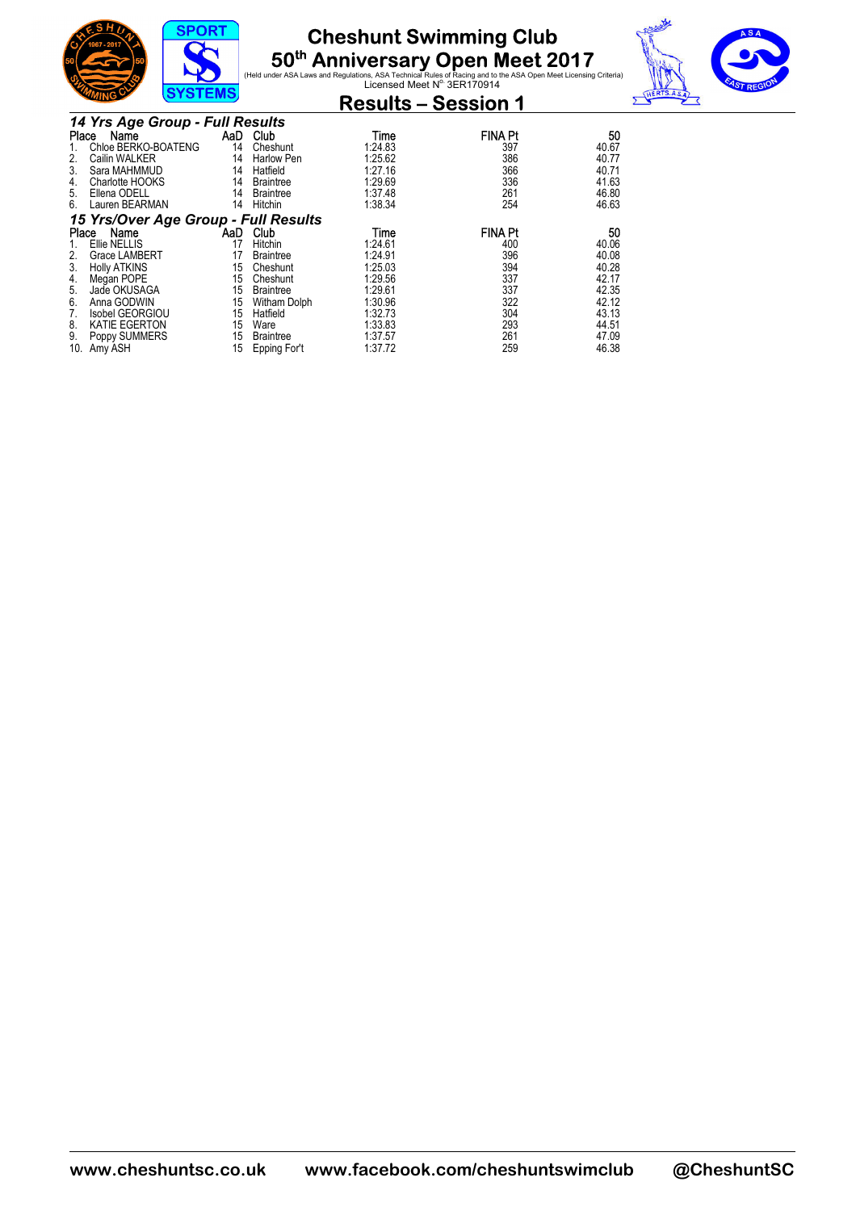# Cheshunt Swimming Club

## 50th Anniversary Open Meet 2017

(Held under ASA Laws and Regulations, ASA Technical Rules of Racing and to the ASA Open Meet Licensing Criteria)
Licensed Meet N° 3ER170914

## Results – Session 1

### *14 Yrs Age Group - Full Results*

| Place | Name | AaD | Club | Time | FINA Pt | 50 |
|---|---|---|---|---|---|---|
| 1. | Chloe BERKO-BOATENG | 14 | Cheshunt | 1:24.83 | 397 | 40.67 |
| 2. | Cailin WALKER | 14 | Harlow Pen | 1:25.62 | 386 | 40.77 |
| 3. | Sara MAHMMUD | 14 | Hatfield | 1:27.16 | 366 | 40.71 |
| 4. | Charlotte HOOKS | 14 | Braintree | 1:29.69 | 336 | 41.63 |
| 5. | Ellena ODELL | 14 | Braintree | 1:37.48 | 261 | 46.80 |
| 6. | Lauren BEARMAN | 14 | Hitchin | 1:38.34 | 254 | 46.63 |

### *15 Yrs/Over Age Group - Full Results*

| Place | Name | AaD | Club | Time | FINA Pt | 50 |
|---|---|---|---|---|---|---|
| 1. | Ellie NELLIS | 17 | Hitchin | 1:24.61 | 400 | 40.06 |
| 2. | Grace LAMBERT | 17 | Braintree | 1:24.91 | 396 | 40.08 |
| 3. | Holly ATKINS | 15 | Cheshunt | 1:25.03 | 394 | 40.28 |
| 4. | Megan POPE | 15 | Cheshunt | 1:29.56 | 337 | 42.17 |
| 5. | Jade OKUSAGA | 15 | Braintree | 1:29.61 | 337 | 42.35 |
| 6. | Anna GODWIN | 15 | Witham Dolph | 1:30.96 | 322 | 42.12 |
| 7. | Isobel GEORGIOU | 15 | Hatfield | 1:32.73 | 304 | 43.13 |
| 8. | KATIE EGERTON | 15 | Ware | 1:33.83 | 293 | 44.51 |
| 9. | Poppy SUMMERS | 15 | Braintree | 1:37.57 | 261 | 47.09 |
| 10. | Amy ASH | 15 | Epping For't | 1:37.72 | 259 | 46.38 |

www.cheshuntsc.co.uk www.facebook.com/cheshuntswimclub @CheshuntSC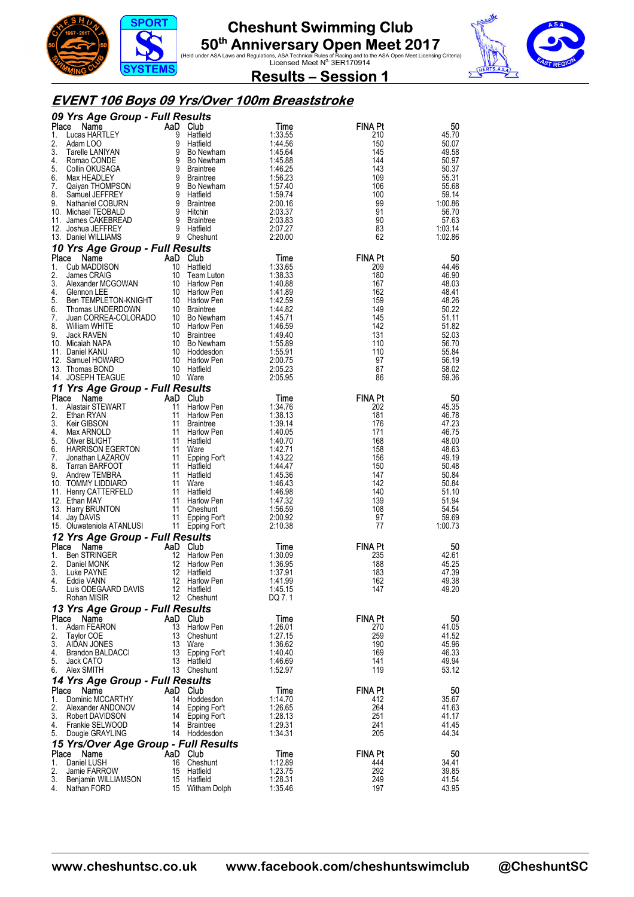# Cheshunt Swimming Club

## 50th Anniversary Open Meet 2017

(Held under ASA Laws and Regulations, ASA Technical Rules of Racing and to the ASA Open Meet Licensing Criteria)
Licensed Meet N° 3ER170914

## Results – Session 1

## EVENT 106 Boys 09 Yrs/Over 100m Breaststroke

### 09 Yrs Age Group - Full Results

| Place | Name | AaD | Club | Time | FINA Pt | 50 |
|---|---|---|---|---|---|---|
| 1. | Lucas HARTLEY | 9 | Hatfield | 1:33.55 | 210 | 45.70 |
| 2. | Adam LOO | 9 | Hatfield | 1:44.56 | 150 | 50.07 |
| 3. | Tarelle LANIYAN | 9 | Bo Newham | 1:45.64 | 145 | 49.58 |
| 4. | Romao CONDE | 9 | Bo Newham | 1:45.88 | 144 | 50.97 |
| 5. | Collin OKUSAGA | 9 | Braintree | 1:46.25 | 143 | 50.37 |
| 6. | Max HEADLEY | 9 | Braintree | 1:56.23 | 109 | 55.31 |
| 7. | Qaiyan THOMPSON | 9 | Bo Newham | 1:57.40 | 106 | 55.68 |
| 8. | Samuel JEFFREY | 9 | Hatfield | 1:59.74 | 100 | 59.14 |
| 9. | Nathaniel COBURN | 9 | Braintree | 2:00.16 | 99 | 1:00.86 |
| 10. | Michael TEOBALD | 9 | Hitchin | 2:03.37 | 91 | 56.70 |
| 11. | James CAKEBREAD | 9 | Braintree | 2:03.83 | 90 | 57.63 |
| 12. | Joshua JEFFREY | 9 | Hatfield | 2:07.27 | 83 | 1:03.14 |
| 13. | Daniel WILLIAMS | 9 | Cheshunt | 2:20.00 | 62 | 1:02.86 |

### 10 Yrs Age Group - Full Results

| Place | Name | AaD | Club | Time | FINA Pt | 50 |
|---|---|---|---|---|---|---|
| 1. | Cub MADDISON | 10 | Hatfield | 1:33.65 | 209 | 44.46 |
| 2. | James CRAIG | 10 | Team Luton | 1:38.33 | 180 | 46.90 |
| 3. | Alexander MCGOWAN | 10 | Harlow Pen | 1:40.88 | 167 | 48.03 |
| 4. | Glennon LEE | 10 | Harlow Pen | 1:41.89 | 162 | 48.41 |
| 5. | Ben TEMPLETON-KNIGHT | 10 | Harlow Pen | 1:42.59 | 159 | 48.26 |
| 6. | Thomas UNDERDOWN | 10 | Braintree | 1:44.82 | 149 | 50.22 |
| 7. | Juan CORREA-COLORADO | 10 | Bo Newham | 1:45.71 | 145 | 51.11 |
| 8. | William WHITE | 10 | Harlow Pen | 1:46.59 | 142 | 51.82 |
| 9. | Jack RAVEN | 10 | Braintree | 1:49.40 | 131 | 52.03 |
| 10. | Micaiah NAPA | 10 | Bo Newham | 1:55.89 | 110 | 56.70 |
| 11. | Daniel KANU | 10 | Hoddesdon | 1:55.91 | 110 | 55.84 |
| 12. | Samuel HOWARD | 10 | Harlow Pen | 2:00.75 | 97 | 56.19 |
| 13. | Thomas BOND | 10 | Hatfield | 2:05.23 | 87 | 58.02 |
| 14. | JOSEPH TEAGUE | 10 | Ware | 2:05.95 | 86 | 59.36 |

### 11 Yrs Age Group - Full Results

| Place | Name | AaD | Club | Time | FINA Pt | 50 |
|---|---|---|---|---|---|---|
| 1. | Alastair STEWART | 11 | Harlow Pen | 1:34.76 | 202 | 45.35 |
| 2. | Ethan RYAN | 11 | Harlow Pen | 1:38.13 | 181 | 46.78 |
| 3. | Keir GIBSON | 11 | Braintree | 1:39.14 | 176 | 47.23 |
| 4. | Max ARNOLD | 11 | Harlow Pen | 1:40.05 | 171 | 46.75 |
| 5. | Oliver BLIGHT | 11 | Hatfield | 1:40.70 | 168 | 48.00 |
| 6. | HARRISON EGERTON | 11 | Ware | 1:42.71 | 158 | 48.63 |
| 7. | Jonathan LAZAROV | 11 | Epping Fort | 1:43.22 | 156 | 49.19 |
| 8. | Tarran BARFOOT | 11 | Hatfield | 1:44.47 | 150 | 50.48 |
| 9. | Andrew TEMBRA | 11 | Hatfield | 1:45.36 | 147 | 50.84 |
| 10. | TOMMY LIDDIARD | 11 | Ware | 1:46.43 | 142 | 50.84 |
| 11. | Henry CATTERFELD | 11 | Hatfield | 1:46.98 | 140 | 51.10 |
| 12. | Ethan MAY | 11 | Harlow Pen | 1:47.32 | 139 | 51.94 |
| 13. | Harry BRUNTON | 11 | Cheshunt | 1:56.59 | 108 | 54.54 |
| 14. | Jay DAVIS | 11 | Epping Fort | 2:00.92 | 97 | 59.69 |
| 15. | Oluwateniola ATANLUSI | 11 | Epping Fort | 2:10.38 | 77 | 1:00.73 |

### 12 Yrs Age Group - Full Results

| Place | Name | AaD | Club | Time | FINA Pt | 50 |
|---|---|---|---|---|---|---|
| 1. | Ben STRINGER | 12 | Harlow Pen | 1:30.09 | 235 | 42.61 |
| 2. | Daniel MONK | 12 | Harlow Pen | 1:36.95 | 188 | 45.25 |
| 3. | Luke PAYNE | 12 | Hatfield | 1:37.91 | 183 | 47.39 |
| 4. | Eddie VANN | 12 | Harlow Pen | 1:41.99 | 162 | 49.38 |
| 5. | Luis ODEGAARD DAVIS | 12 | Hatfield | 1:45.15 | 147 | 49.20 |
| | Rohan MISIR | 12 | Cheshunt | DQ 7. 1 | | |

### 13 Yrs Age Group - Full Results

| Place | Name | AaD | Club | Time | FINA Pt | 50 |
|---|---|---|---|---|---|---|
| 1. | Adam FEARON | 13 | Harlow Pen | 1:26.01 | 270 | 41.05 |
| 2. | Taylor COE | 13 | Cheshunt | 1:27.15 | 259 | 41.52 |
| 3. | AIDAN JONES | 13 | Ware | 1:36.62 | 190 | 45.96 |
| 4. | Brandon BALDACCI | 13 | Epping Fort | 1:40.40 | 169 | 46.33 |
| 5. | Jack CATO | 13 | Hatfield | 1:46.69 | 141 | 49.94 |
| 6. | Alex SMITH | 13 | Cheshunt | 1:52.97 | 119 | 53.12 |

### 14 Yrs Age Group - Full Results

| Place | Name | AaD | Club | Time | FINA Pt | 50 |
|---|---|---|---|---|---|---|
| 1. | Dominic MCCARTHY | 14 | Hoddesdon | 1:14.70 | 412 | 35.67 |
| 2. | Alexander ANDONOV | 14 | Epping Fort | 1:26.65 | 264 | 41.63 |
| 3. | Robert DAVIDSON | 14 | Epping Fort | 1:28.13 | 251 | 41.17 |
| 4. | Frankie SELWOOD | 14 | Braintree | 1:29.31 | 241 | 41.45 |
| 5. | Dougie GRAYLING | 14 | Hoddesdon | 1:34.31 | 205 | 44.34 |

### 15 Yrs/Over Age Group - Full Results

| Place | Name | AaD | Club | Time | FINA Pt | 50 |
|---|---|---|---|---|---|---|
| 1. | Daniel LUSH | 16 | Cheshunt | 1:12.89 | 444 | 34.41 |
| 2. | Jamie FARROW | 15 | Hatfield | 1:23.75 | 292 | 39.85 |
| 3. | Benjamin WILLIAMSON | 15 | Hatfield | 1:28.31 | 249 | 41.54 |
| 4. | Nathan FORD | 15 | Witham Dolph | 1:35.46 | 197 | 43.95 |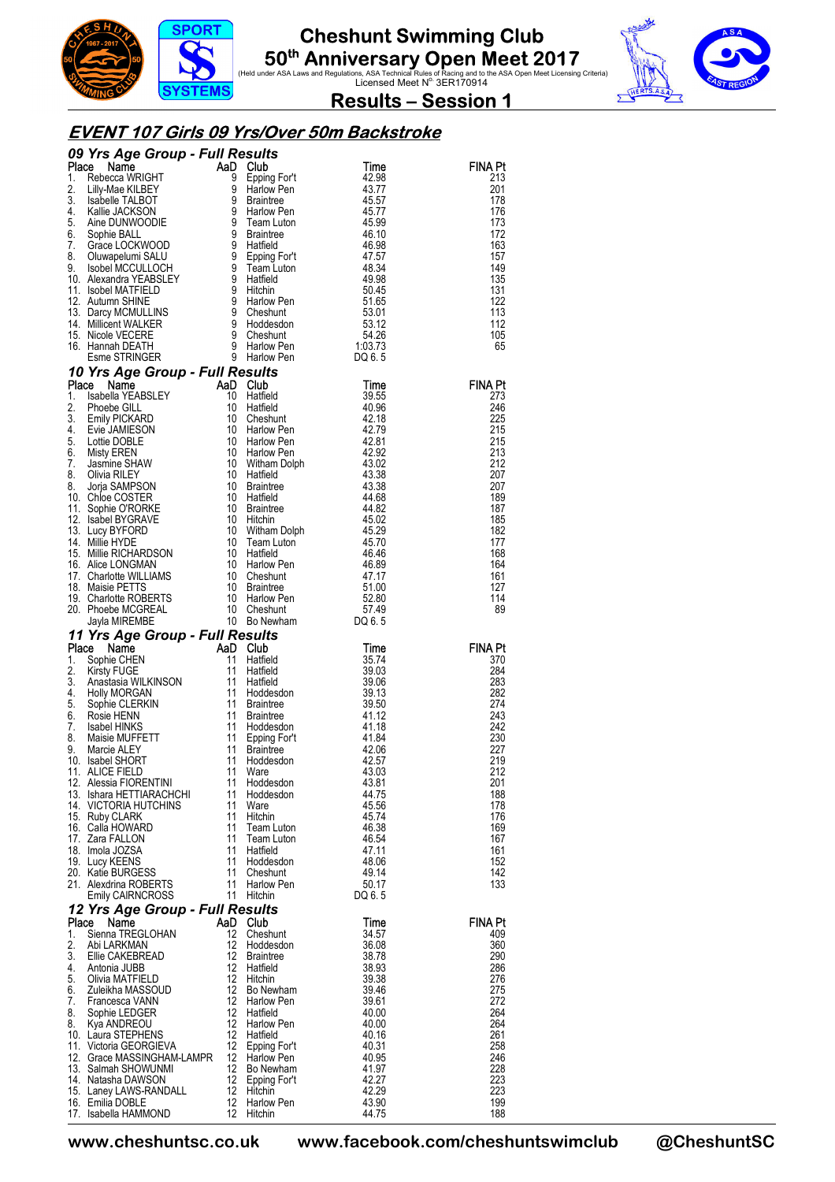# Cheshunt Swimming Club

## 50th Anniversary Open Meet 2017

(Held under ASA Laws and Regulations, ASA Technical Rules of Racing and to the ASA Open Meet Licensing Criteria)
Licensed Meet N° 3ER170914

## Results – Session 1

## *EVENT 107 Girls 09 Yrs/Over 50m Backstroke*

### *09 Yrs Age Group - Full Results*

| Place | Name | AaD | Club | Time | FINA Pt |
|---|---|---|---|---|---|
| 1. | Rebecca WRIGHT | 9 | Epping For't | 42.98 | 213 |
| 2. | Lilly-Mae KILBEY | 9 | Harlow Pen | 43.77 | 201 |
| 3. | Isabelle TALBOT | 9 | Braintree | 45.57 | 178 |
| 4. | Kallie JACKSON | 9 | Harlow Pen | 45.77 | 176 |
| 5. | Aine DUNWOODIE | 9 | Team Luton | 45.99 | 173 |
| 6. | Sophie BALL | 9 | Braintree | 46.10 | 172 |
| 7. | Grace LOCKWOOD | 9 | Hatfield | 46.98 | 163 |
| 8. | Oluwapelumi SALU | 9 | Epping For't | 47.57 | 157 |
| 9. | Isobel MCCULLOCH | 9 | Team Luton | 48.34 | 149 |
| 10. | Alexandra YEABSLEY | 9 | Hatfield | 49.98 | 135 |
| 11. | Isobel MATFIELD | 9 | Hitchin | 50.45 | 131 |
| 12. | Autumn SHINE | 9 | Harlow Pen | 51.65 | 122 |
| 13. | Darcy MCMULLINS | 9 | Cheshunt | 53.01 | 113 |
| 14. | Millicent WALKER | 9 | Hoddesdon | 53.12 | 112 |
| 15. | Nicole VECERE | 9 | Cheshunt | 54.26 | 105 |
| 16. | Hannah DEATH | 9 | Harlow Pen | 1:03.73 | 65 |
| | Esme STRINGER | 9 | Harlow Pen | DQ 6. 5 | |

### *10 Yrs Age Group - Full Results*

| Place | Name | AaD | Club | Time | FINA Pt |
|---|---|---|---|---|---|
| 1. | Isabella YEABSLEY | 10 | Hatfield | 39.55 | 273 |
| 2. | Phoebe GILL | 10 | Hatfield | 40.96 | 246 |
| 3. | Emily PICKARD | 10 | Cheshunt | 42.18 | 225 |
| 4. | Evie JAMIESON | 10 | Harlow Pen | 42.79 | 215 |
| 5. | Lottie DOBLE | 10 | Harlow Pen | 42.81 | 215 |
| 6. | Misty EREN | 10 | Harlow Pen | 42.92 | 213 |
| 7. | Jasmine SHAW | 10 | Witham Dolph | 43.02 | 212 |
| 8. | Olivia RILEY | 10 | Hatfield | 43.38 | 207 |
| 8. | Jorja SAMPSON | 10 | Braintree | 43.38 | 207 |
| 10. | Chloe COSTER | 10 | Hatfield | 44.68 | 189 |
| 11. | Sophie O'RORKE | 10 | Braintree | 44.82 | 187 |
| 12. | Isabel BYGRAVE | 10 | Hitchin | 45.02 | 185 |
| 13. | Lucy BYFORD | 10 | Witham Dolph | 45.29 | 182 |
| 14. | Millie HYDE | 10 | Team Luton | 45.70 | 177 |
| 15. | Millie RICHARDSON | 10 | Hatfield | 46.46 | 168 |
| 16. | Alice LONGMAN | 10 | Harlow Pen | 46.89 | 164 |
| 17. | Charlotte WILLIAMS | 10 | Cheshunt | 47.17 | 161 |
| 18. | Maisie PETTS | 10 | Braintree | 51.00 | 127 |
| 19. | Charlotte ROBERTS | 10 | Harlow Pen | 52.80 | 114 |
| 20. | Phoebe MCGREAL | 10 | Cheshunt | 57.49 | 89 |
| | Jayla MIREMBE | 10 | Bo Newham | DQ 6. 5 | |

### *11 Yrs Age Group - Full Results*

| Place | Name | AaD | Club | Time | FINA Pt |
|---|---|---|---|---|---|
| 1. | Sophie CHEN | 11 | Hatfield | 35.74 | 370 |
| 2. | Kirsty FUGE | 11 | Hatfield | 39.03 | 284 |
| 3. | Anastasia WILKINSON | 11 | Hatfield | 39.06 | 283 |
| 4. | Holly MORGAN | 11 | Hoddesdon | 39.13 | 282 |
| 5. | Sophie CLERKIN | 11 | Braintree | 39.50 | 274 |
| 6. | Rosie HENN | 11 | Braintree | 41.12 | 243 |
| 7. | Isabel HINKS | 11 | Hoddesdon | 41.18 | 242 |
| 8. | Maisie MUFFETT | 11 | Epping For't | 41.84 | 230 |
| 9. | Marcie ALEY | 11 | Braintree | 42.06 | 227 |
| 10. | Isabel SHORT | 11 | Hoddesdon | 42.57 | 219 |
| 11. | ALICE FIELD | 11 | Ware | 43.03 | 212 |
| 12. | Alessia FIORENTINI | 11 | Hoddesdon | 43.81 | 201 |
| 13. | Ishara HETTIARACHCHI | 11 | Hoddesdon | 44.75 | 188 |
| 14. | VICTORIA HUTCHINS | 11 | Ware | 45.56 | 178 |
| 15. | Ruby CLARK | 11 | Hitchin | 45.74 | 176 |
| 16. | Calla HOWARD | 11 | Team Luton | 46.38 | 169 |
| 17. | Zara FALLON | 11 | Team Luton | 46.54 | 167 |
| 18. | Imola JOZSA | 11 | Hatfield | 47.11 | 161 |
| 19. | Lucy KEENS | 11 | Hoddesdon | 48.06 | 152 |
| 20. | Katie BURGESS | 11 | Cheshunt | 49.14 | 142 |
| 21. | Alexdrina ROBERTS | 11 | Harlow Pen | 50.17 | 133 |
| | Emily CAIRNCROSS | 11 | Hitchin | DQ 6. 5 | |

### *12 Yrs Age Group - Full Results*

| Place | Name | AaD | Club | Time | FINA Pt |
|---|---|---|---|---|---|
| 1. | Sienna TREGLOHAN | 12 | Cheshunt | 34.57 | 409 |
| 2. | Abi LARKMAN | 12 | Hoddesdon | 36.08 | 360 |
| 3. | Ellie CAKEBREAD | 12 | Braintree | 38.78 | 290 |
| 4. | Antonia JUBB | 12 | Hatfield | 38.93 | 286 |
| 5. | Olivia MATFIELD | 12 | Hitchin | 39.38 | 276 |
| 6. | Zuleikha MASSOUD | 12 | Bo Newham | 39.46 | 275 |
| 7. | Francesca VANN | 12 | Harlow Pen | 39.61 | 272 |
| 8. | Sophie LEDGER | 12 | Hatfield | 40.00 | 264 |
| 8. | Kya ANDREOU | 12 | Harlow Pen | 40.00 | 264 |
| 10. | Laura STEPHENS | 12 | Hatfield | 40.16 | 261 |
| 11. | Victoria GEORGIEVA | 12 | Epping For't | 40.31 | 258 |
| 12. | Grace MASSINGHAM-LAMPR | 12 | Harlow Pen | 40.95 | 246 |
| 13. | Salmah SHOWUNMI | 12 | Bo Newham | 41.97 | 228 |
| 14. | Natasha DAWSON | 12 | Epping For't | 42.27 | 223 |
| 15. | Laney LAWS-RANDALL | 12 | Hitchin | 42.29 | 223 |
| 16. | Emilia DOBLE | 12 | Harlow Pen | 43.90 | 199 |
| 17. | Isabella HAMMOND | 12 | Hitchin | 44.75 | 188 |

www.cheshuntsc.co.uk www.facebook.com/cheshuntswimclub @CheshuntSC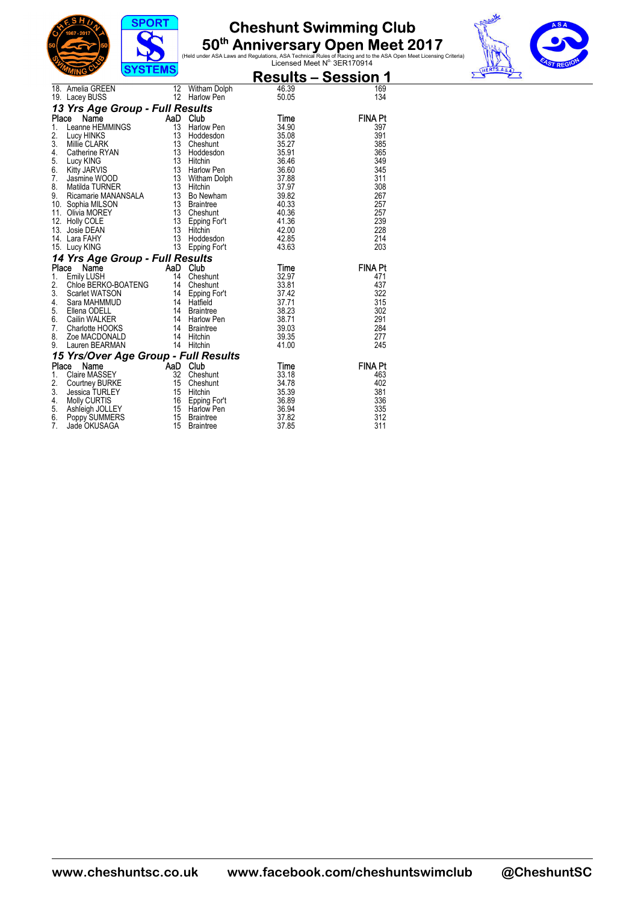# Cheshunt Swimming Club

## 50th Anniversary Open Meet 2017

(Held under ASA Laws and Regulations, ASA Technical Rules of Racing and to the ASA Open Meet Licensing Criteria)
Licensed Meet N° 3ER170914

## Results – Session 1

| Place | Name | AaD | Club | Time | FINA Pt |
|---|---|---|---|---|---|
| 18. | Amelia GREEN | 12 | Witham Dolph | 46.39 | 169 |
| 19. | Lacey BUSS | 12 | Harlow Pen | 50.05 | 134 |

### 13 Yrs Age Group - Full Results

| Place | Name | AaD | Club | Time | FINA Pt |
|---|---|---|---|---|---|
| 1. | Leanne HEMMINGS | 13 | Harlow Pen | 34.90 | 397 |
| 2. | Lucy HINKS | 13 | Hoddesdon | 35.08 | 391 |
| 3. | Millie CLARK | 13 | Cheshunt | 35.27 | 385 |
| 4. | Catherine RYAN | 13 | Hoddesdon | 35.91 | 365 |
| 5. | Lucy KING | 13 | Hitchin | 36.46 | 349 |
| 6. | Kitty JARVIS | 13 | Harlow Pen | 36.60 | 345 |
| 7. | Jasmine WOOD | 13 | Witham Dolph | 37.88 | 311 |
| 8. | Matilda TURNER | 13 | Hitchin | 37.97 | 308 |
| 9. | Ricamarie MANANSALA | 13 | Bo Newham | 39.82 | 267 |
| 10. | Sophia MILSON | 13 | Braintree | 40.33 | 257 |
| 11. | Olivia MOREY | 13 | Cheshunt | 40.36 | 257 |
| 12. | Holly COLE | 13 | Epping For't | 41.36 | 239 |
| 13. | Josie DEAN | 13 | Hitchin | 42.00 | 228 |
| 14. | Lara FAHY | 13 | Hoddesdon | 42.85 | 214 |
| 15. | Lucy KING | 13 | Epping For't | 43.63 | 203 |

### 14 Yrs Age Group - Full Results

| Place | Name | AaD | Club | Time | FINA Pt |
|---|---|---|---|---|---|
| 1. | Emily LUSH | 14 | Cheshunt | 32.97 | 471 |
| 2. | Chloe BERKO-BOATENG | 14 | Cheshunt | 33.81 | 437 |
| 3. | Scarlet WATSON | 14 | Epping For't | 37.42 | 322 |
| 4. | Sara MAHMMUD | 14 | Hatfield | 37.71 | 315 |
| 5. | Ellena ODELL | 14 | Braintree | 38.23 | 302 |
| 6. | Cailin WALKER | 14 | Harlow Pen | 38.71 | 291 |
| 7. | Charlotte HOOKS | 14 | Braintree | 39.03 | 284 |
| 8. | Zoe MACDONALD | 14 | Hitchin | 39.35 | 277 |
| 9. | Lauren BEARMAN | 14 | Hitchin | 41.00 | 245 |

### 15 Yrs/Over Age Group - Full Results

| Place | Name | AaD | Club | Time | FINA Pt |
|---|---|---|---|---|---|
| 1. | Claire MASSEY | 32 | Cheshunt | 33.18 | 463 |
| 2. | Courtney BURKE | 15 | Cheshunt | 34.78 | 402 |
| 3. | Jessica TURLEY | 15 | Hitchin | 35.39 | 381 |
| 4. | Molly CURTIS | 16 | Epping For't | 36.89 | 336 |
| 5. | Ashleigh JOLLEY | 15 | Harlow Pen | 36.94 | 335 |
| 6. | Poppy SUMMERS | 15 | Braintree | 37.82 | 312 |
| 7. | Jade OKUSAGA | 15 | Braintree | 37.85 | 311 |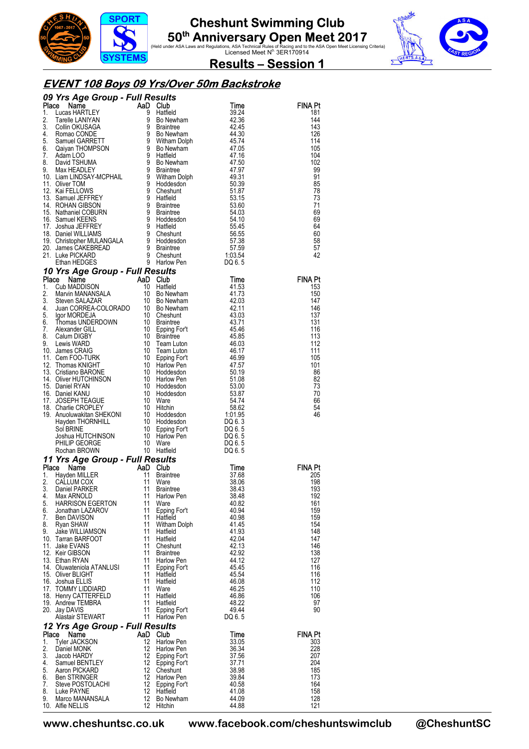# Cheshunt Swimming Club

## 50th Anniversary Open Meet 2017

(Held under ASA Laws and Regulations, ASA Technical Rules of Racing and to the ASA Open Meet Licensing Criteria)
Licensed Meet N° 3ER170914

## Results – Session 1

### *EVENT 108 Boys 09 Yrs/Over 50m Backstroke*

#### *09 Yrs Age Group - Full Results*

| Place | Name | AaD | Club | Time | FINA Pt |
|---|---|---|---|---|---|
| 1. | Lucas HARTLEY | 9 | Hatfield | 39.24 | 181 |
| 2. | Tarelle LANIYAN | 9 | Bo Newham | 42.36 | 144 |
| 3. | Collin OKUSAGA | 9 | Braintree | 42.45 | 143 |
| 4. | Romao CONDE | 9 | Bo Newham | 44.30 | 126 |
| 5. | Samuel GARRETT | 9 | Witham Dolph | 45.74 | 114 |
| 6. | Qaiyan THOMPSON | 9 | Bo Newham | 47.05 | 105 |
| 7. | Adam LOO | 9 | Hatfield | 47.16 | 104 |
| 8. | David TSHUMA | 9 | Bo Newham | 47.50 | 102 |
| 9. | Max HEADLEY | 9 | Braintree | 47.97 | 99 |
| 10. | Liam LINDSAY-MCPHAIL | 9 | Witham Dolph | 49.31 | 91 |
| 11. | Oliver TOM | 9 | Hoddesdon | 50.39 | 85 |
| 12. | Kai FELLOWS | 9 | Cheshunt | 51.87 | 78 |
| 13. | Samuel JEFFREY | 9 | Hatfield | 53.15 | 73 |
| 14. | ROHAN GIBSON | 9 | Braintree | 53.60 | 71 |
| 15. | Nathaniel COBURN | 9 | Braintree | 54.03 | 69 |
| 16. | Samuel KEENS | 9 | Hoddesdon | 54.10 | 69 |
| 17. | Joshua JEFFREY | 9 | Hatfield | 55.45 | 64 |
| 18. | Daniel WILLIAMS | 9 | Cheshunt | 56.55 | 60 |
| 19. | Christopher MULANGALA | 9 | Hoddesdon | 57.38 | 58 |
| 20. | James CAKEBREAD | 9 | Braintree | 57.59 | 57 |
| 21. | Luke PICKARD | 9 | Cheshunt | 1:03.54 | 42 |
| | Ethan HEDGES | 9 | Harlow Pen | DQ 6. 5 | |

#### *10 Yrs Age Group - Full Results*

| Place | Name | AaD | Club | Time | FINA Pt |
|---|---|---|---|---|---|
| 1. | Cub MADDISON | 10 | Hatfield | 41.53 | 153 |
| 2. | Marvin MANANSALA | 10 | Bo Newham | 41.73 | 150 |
| 3. | Steven SALAZAR | 10 | Bo Newham | 42.03 | 147 |
| 4. | Juan CORREA-COLORADO | 10 | Bo Newham | 42.11 | 146 |
| 5. | Igor MORDEJA | 10 | Cheshunt | 43.03 | 137 |
| 6. | Thomas UNDERDOWN | 10 | Braintree | 43.71 | 131 |
| 7. | Alexander GILL | 10 | Epping Fort | 45.46 | 116 |
| 8. | Calum DIGBY | 10 | Braintree | 45.85 | 113 |
| 9. | Lewis WARD | 10 | Team Luton | 46.03 | 112 |
| 10. | James CRAIG | 10 | Team Luton | 46.17 | 111 |
| 11. | Cem FOO-TURK | 10 | Epping Fort | 46.99 | 105 |
| 12. | Thomas KNIGHT | 10 | Harlow Pen | 47.57 | 101 |
| 13. | Cristiano BARONE | 10 | Hoddesdon | 50.19 | 86 |
| 14. | Oliver HUTCHINSON | 10 | Harlow Pen | 51.08 | 82 |
| 15. | Daniel RYAN | 10 | Hoddesdon | 53.00 | 73 |
| 16. | Daniel KANU | 10 | Hoddesdon | 53.87 | 70 |
| 17. | JOSEPH TEAGUE | 10 | Ware | 54.74 | 66 |
| 18. | Charlie CROPLEY | 10 | Hitchin | 58.62 | 54 |
| 19. | Anuoluwakitan SHEKONI | 10 | Hoddesdon | 1:01.95 | 46 |
| | Hayden THORNHILL | 10 | Hoddesdon | DQ 6. 3 | |
| | Sol BRINE | 10 | Epping Fort | DQ 6. 5 | |
| | Joshua HUTCHINSON | 10 | Harlow Pen | DQ 6. 5 | |
| | PHILIP GEORGE | 10 | Ware | DQ 6. 5 | |
| | Rochan BROWN | 10 | Hatfield | DQ 6. 5 | |

#### *11 Yrs Age Group - Full Results*

| Place | Name | AaD | Club | Time | FINA Pt |
|---|---|---|---|---|---|
| 1. | Hayden MILLER | 11 | Braintree | 37.68 | 205 |
| 2. | CALLUM COX | 11 | Ware | 38.06 | 198 |
| 3. | Daniel PARKER | 11 | Braintree | 38.43 | 193 |
| 4. | Max ARNOLD | 11 | Harlow Pen | 38.48 | 192 |
| 5. | HARRISON EGERTON | 11 | Ware | 40.82 | 161 |
| 6. | Jonathan LAZAROV | 11 | Epping Fort | 40.94 | 159 |
| 7. | Ben DAVISON | 11 | Hatfield | 40.98 | 159 |
| 8. | Ryan SHAW | 11 | Witham Dolph | 41.45 | 154 |
| 9. | Jake WILLIAMSON | 11 | Hatfield | 41.93 | 148 |
| 10. | Tarran BARFOOT | 11 | Hatfield | 42.04 | 147 |
| 11. | Jake EVANS | 11 | Cheshunt | 42.13 | 146 |
| 12. | Keir GIBSON | 11 | Braintree | 42.92 | 138 |
| 13. | Ethan RYAN | 11 | Harlow Pen | 44.12 | 127 |
| 14. | Oluwateniola ATANLUSI | 11 | Epping Fort | 45.45 | 116 |
| 15. | Oliver BLIGHT | 11 | Hatfield | 45.54 | 116 |
| 16. | Joshua ELLIS | 11 | Hatfield | 46.08 | 112 |
| 17. | TOMMY LIDDIARD | 11 | Ware | 46.25 | 110 |
| 18. | Henry CATTERFELD | 11 | Hatfield | 46.86 | 106 |
| 19. | Andrew TEMBRA | 11 | Hatfield | 48.22 | 97 |
| 20. | Jay DAVIS | 11 | Epping Fort | 49.44 | 90 |
| | Alastair STEWART | 11 | Harlow Pen | DQ 6. 5 | |

#### *12 Yrs Age Group - Full Results*

| Place | Name | AaD | Club | Time | FINA Pt |
|---|---|---|---|---|---|
| 1. | Tyler JACKSON | 12 | Harlow Pen | 33.05 | 303 |
| 2. | Daniel MONK | 12 | Harlow Pen | 36.34 | 228 |
| 3. | Jacob HARDY | 12 | Epping Fort | 37.56 | 207 |
| 4. | Samuel BENTLEY | 12 | Epping Fort | 37.71 | 204 |
| 5. | Aaron PICKARD | 12 | Cheshunt | 38.98 | 185 |
| 6. | Ben STRINGER | 12 | Harlow Pen | 39.84 | 173 |
| 7. | Steve POSTOLACHI | 12 | Epping Fort | 40.58 | 164 |
| 8. | Luke PAYNE | 12 | Hatfield | 41.08 | 158 |
| 9. | Marco MANANSALA | 12 | Bo Newham | 44.09 | 128 |
| 10. | Alfie NELLIS | 12 | Hitchin | 44.88 | 121 |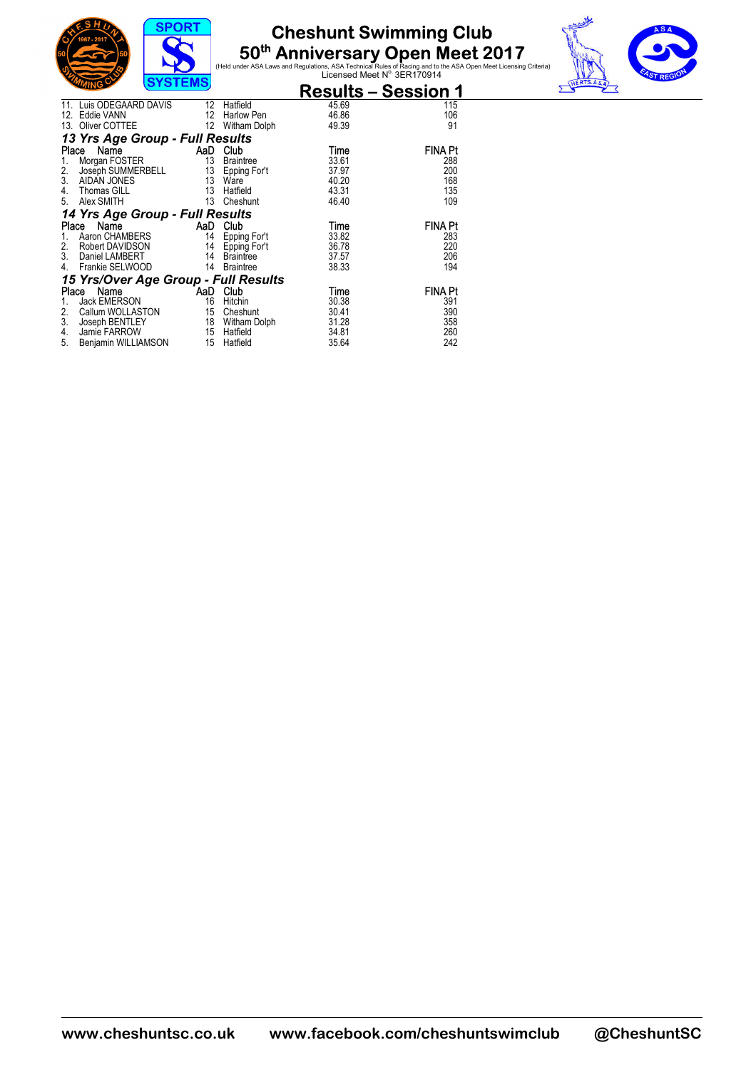| | | | | | |
|---|---|---|---|---|---|
| 11. | Luis ODEGAARD DAVIS | 12 | Hatfield | 45.69 | 115 |
| 12. | Eddie VANN | 12 | Harlow Pen | 46.86 | 106 |
| 13. | Oliver COTTEE | 12 | Witham Dolph | 49.39 | 91 |

### 13 Yrs Age Group - Full Results

| Place | Name | AaD | Club | Time | FINA Pt |
|---|---|---|---|---|---|
| 1. | Morgan FOSTER | 13 | Braintree | 33.61 | 288 |
| 2. | Joseph SUMMERBELL | 13 | Epping For't | 37.97 | 200 |
| 3. | AIDAN JONES | 13 | Ware | 40.20 | 168 |
| 4. | Thomas GILL | 13 | Hatfield | 43.31 | 135 |
| 5. | Alex SMITH | 13 | Cheshunt | 46.40 | 109 |

### 14 Yrs Age Group - Full Results

| Place | Name | AaD | Club | Time | FINA Pt |
|---|---|---|---|---|---|
| 1. | Aaron CHAMBERS | 14 | Epping For't | 33.82 | 283 |
| 2. | Robert DAVIDSON | 14 | Epping For't | 36.78 | 220 |
| 3. | Daniel LAMBERT | 14 | Braintree | 37.57 | 206 |
| 4. | Frankie SELWOOD | 14 | Braintree | 38.33 | 194 |

### 15 Yrs/Over Age Group - Full Results

| Place | Name | AaD | Club | Time | FINA Pt |
|---|---|---|---|---|---|
| 1. | Jack EMERSON | 16 | Hitchin | 30.38 | 391 |
| 2. | Callum WOLLASTON | 15 | Cheshunt | 30.41 | 390 |
| 3. | Joseph BENTLEY | 18 | Witham Dolph | 31.28 | 358 |
| 4. | Jamie FARROW | 15 | Hatfield | 34.81 | 260 |
| 5. | Benjamin WILLIAMSON | 15 | Hatfield | 35.64 | 242 |